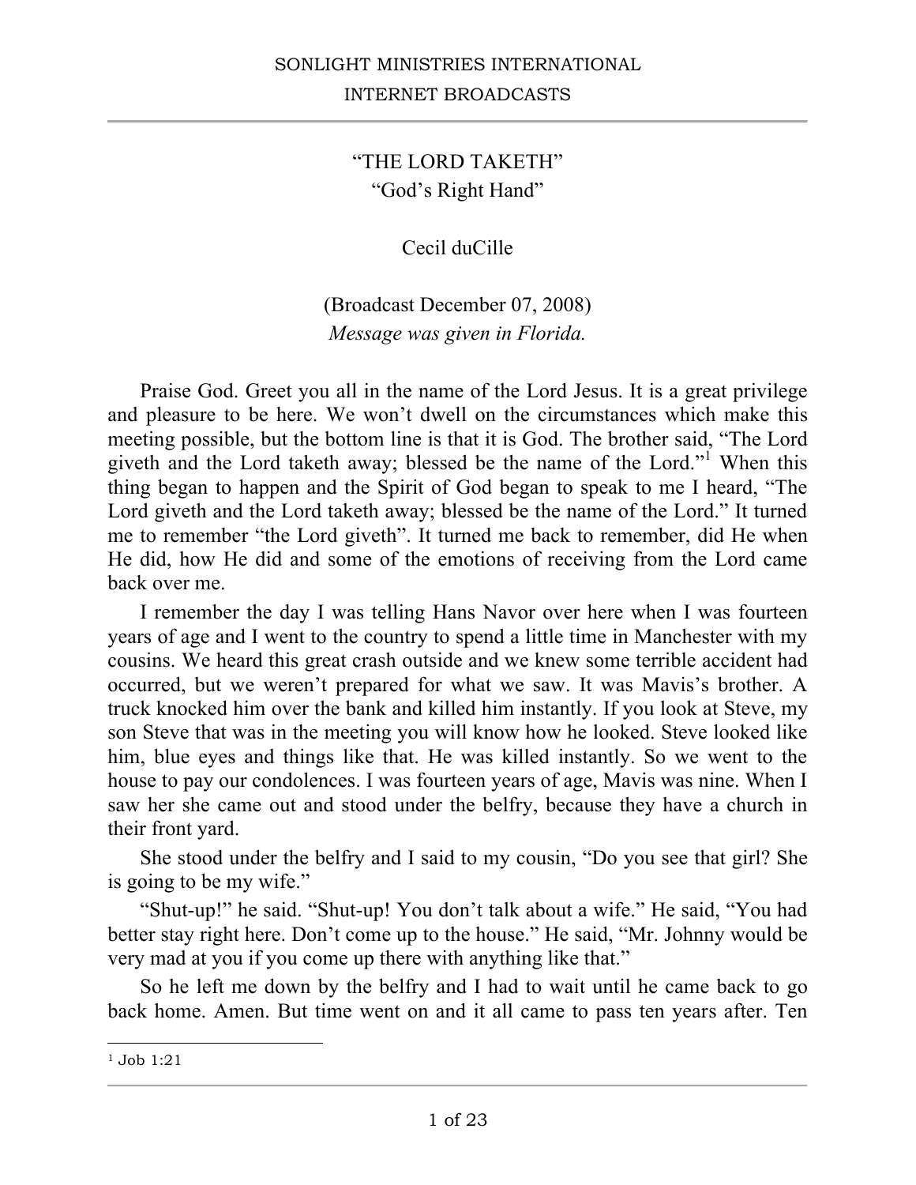# "THE LORD TAKETH"

## "God's Right Hand"

Cecil duCille

(Broadcast December 07, 2008)

*Message was given in Florida.*

Praise God. Greet you all in the name of the Lord Jesus. It is a great privilege and pleasure to be here. We won't dwell on the circumstances which make this meeting possible, but the bottom line is that it is God. The brother said, "The Lord giveth and the Lord taketh away; blessed be the name of the Lord."[1] When this thing began to happen and the Spirit of God began to speak to me I heard, "The Lord giveth and the Lord taketh away; blessed be the name of the Lord." It turned me to remember "the Lord giveth". It turned me back to remember, did He when He did, how He did and some of the emotions of receiving from the Lord came back over me.

I remember the day I was telling Hans Navor over here when I was fourteen years of age and I went to the country to spend a little time in Manchester with my cousins. We heard this great crash outside and we knew some terrible accident had occurred, but we weren't prepared for what we saw. It was Mavis's brother. A truck knocked him over the bank and killed him instantly. If you look at Steve, my son Steve that was in the meeting you will know how he looked. Steve looked like him, blue eyes and things like that. He was killed instantly. So we went to the house to pay our condolences. I was fourteen years of age, Mavis was nine. When I saw her she came out and stood under the belfry, because they have a church in their front yard.

She stood under the belfry and I said to my cousin, "Do you see that girl? She is going to be my wife."

"Shut-up!" he said. "Shut-up! You don't talk about a wife." He said, "You had better stay right here. Don't come up to the house." He said, "Mr. Johnny would be very mad at you if you come up there with anything like that."

So he left me down by the belfry and I had to wait until he came back to go back home. Amen. But time went on and it all came to pass ten years after. Ten

---

[1] Job 1:21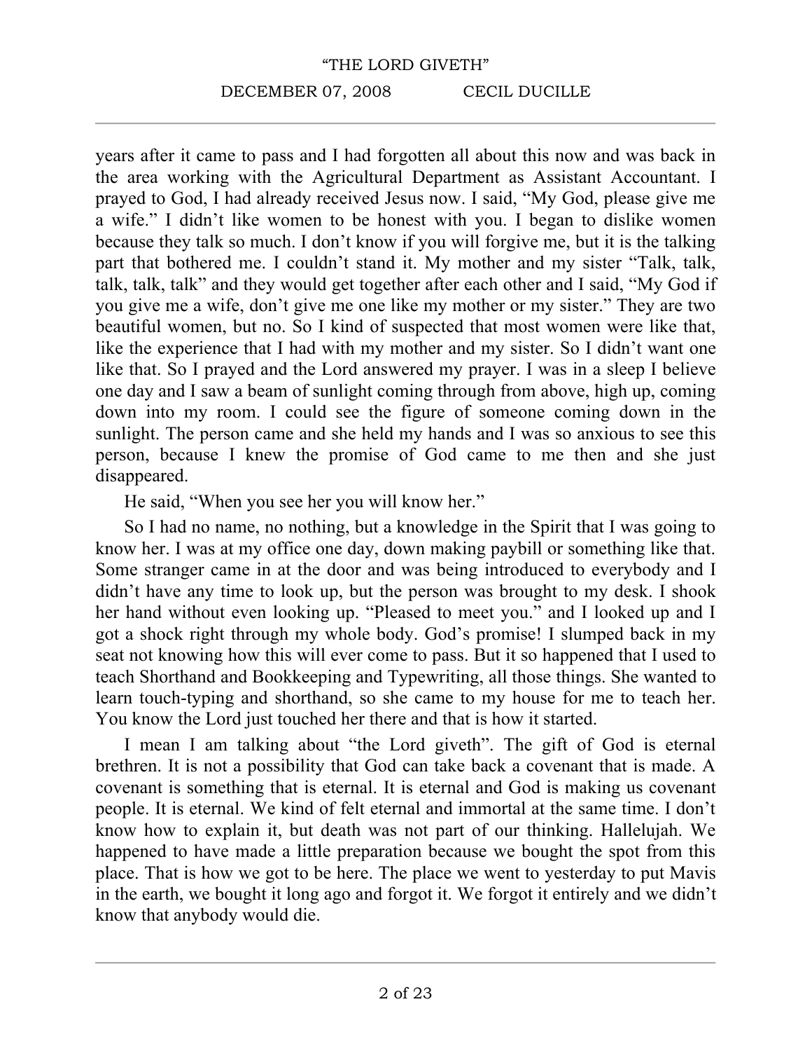years after it came to pass and I had forgotten all about this now and was back in the area working with the Agricultural Department as Assistant Accountant. I prayed to God, I had already received Jesus now. I said, "My God, please give me a wife." I didn't like women to be honest with you. I began to dislike women because they talk so much. I don't know if you will forgive me, but it is the talking part that bothered me. I couldn't stand it. My mother and my sister "Talk, talk, talk, talk, talk" and they would get together after each other and I said, "My God if you give me a wife, don't give me one like my mother or my sister." They are two beautiful women, but no. So I kind of suspected that most women were like that, like the experience that I had with my mother and my sister. So I didn't want one like that. So I prayed and the Lord answered my prayer. I was in a sleep I believe one day and I saw a beam of sunlight coming through from above, high up, coming down into my room. I could see the figure of someone coming down in the sunlight. The person came and she held my hands and I was so anxious to see this person, because I knew the promise of God came to me then and she just disappeared.

He said, "When you see her you will know her."

So I had no name, no nothing, but a knowledge in the Spirit that I was going to know her. I was at my office one day, down making paybill or something like that. Some stranger came in at the door and was being introduced to everybody and I didn't have any time to look up, but the person was brought to my desk. I shook her hand without even looking up. "Pleased to meet you." and I looked up and I got a shock right through my whole body. God's promise! I slumped back in my seat not knowing how this will ever come to pass. But it so happened that I used to teach Shorthand and Bookkeeping and Typewriting, all those things. She wanted to learn touch-typing and shorthand, so she came to my house for me to teach her. You know the Lord just touched her there and that is how it started.

I mean I am talking about "the Lord giveth". The gift of God is eternal brethren. It is not a possibility that God can take back a covenant that is made. A covenant is something that is eternal. It is eternal and God is making us covenant people. It is eternal. We kind of felt eternal and immortal at the same time. I don't know how to explain it, but death was not part of our thinking. Hallelujah. We happened to have made a little preparation because we bought the spot from this place. That is how we got to be here. The place we went to yesterday to put Mavis in the earth, we bought it long ago and forgot it. We forgot it entirely and we didn't know that anybody would die.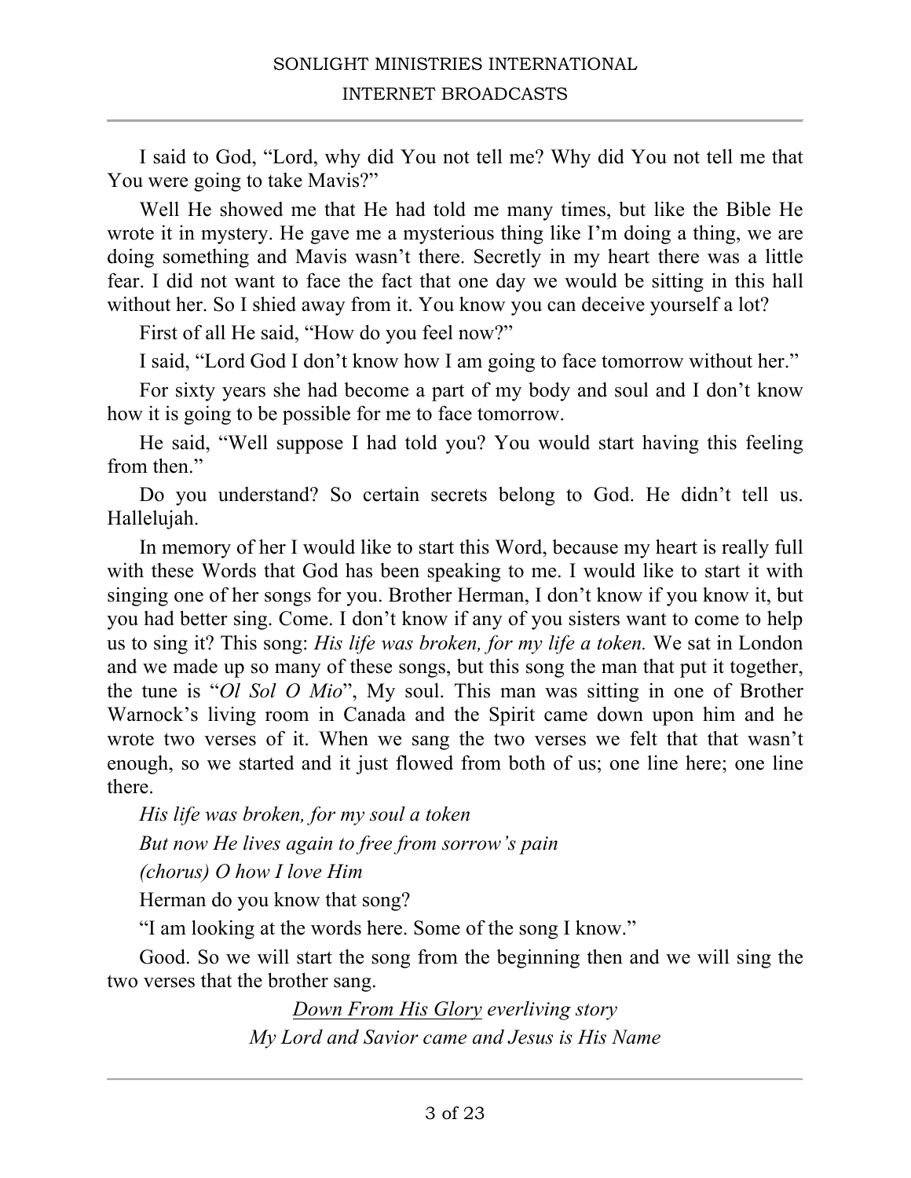I said to God, "Lord, why did You not tell me? Why did You not tell me that You were going to take Mavis?"

Well He showed me that He had told me many times, but like the Bible He wrote it in mystery. He gave me a mysterious thing like I'm doing a thing, we are doing something and Mavis wasn't there. Secretly in my heart there was a little fear. I did not want to face the fact that one day we would be sitting in this hall without her. So I shied away from it. You know you can deceive yourself a lot?

First of all He said, "How do you feel now?"

I said, "Lord God I don't know how I am going to face tomorrow without her."

For sixty years she had become a part of my body and soul and I don't know how it is going to be possible for me to face tomorrow.

He said, "Well suppose I had told you? You would start having this feeling from then."

Do you understand? So certain secrets belong to God. He didn't tell us. Hallelujah.

In memory of her I would like to start this Word, because my heart is really full with these Words that God has been speaking to me. I would like to start it with singing one of her songs for you. Brother Herman, I don't know if you know it, but you had better sing. Come. I don't know if any of you sisters want to come to help us to sing it? This song: *His life was broken, for my life a token.* We sat in London and we made up so many of these songs, but this song the man that put it together, the tune is "*Ol Sol O Mio*", My soul. This man was sitting in one of Brother Warnock's living room in Canada and the Spirit came down upon him and he wrote two verses of it. When we sang the two verses we felt that that wasn't enough, so we started and it just flowed from both of us; one line here; one line there.

*His life was broken, for my soul a token*

*But now He lives again to free from sorrow's pain*

*(chorus) O how I love Him*

Herman do you know that song?

"I am looking at the words here. Some of the song I know."

Good. So we will start the song from the beginning then and we will sing the two verses that the brother sang.

*<u>Down From His Glory</u> everliving story*
*My Lord and Savior came and Jesus is His Name*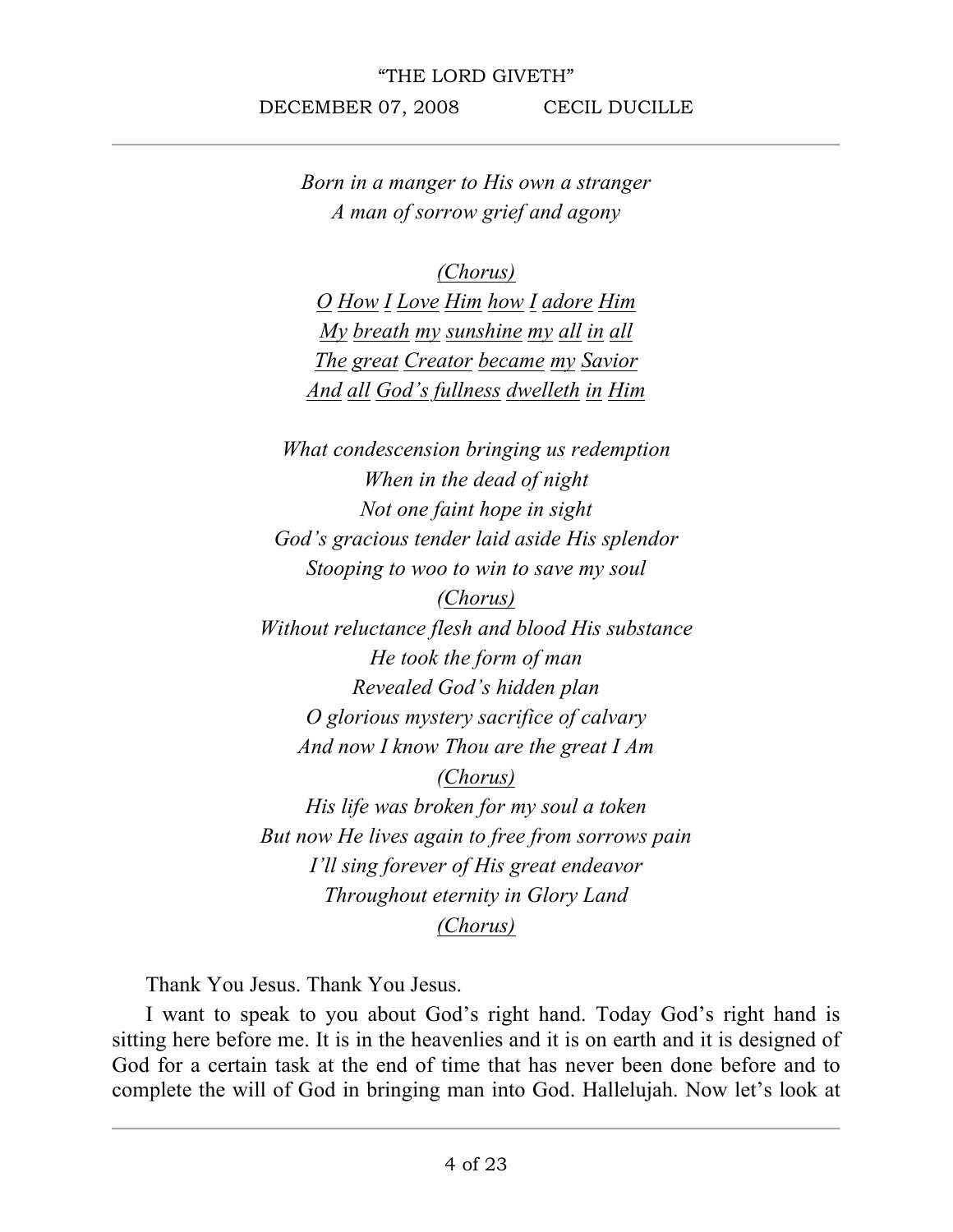*Born in a manger to His own a stranger*
*A man of sorrow grief and agony*

*(Chorus)*
*O How I Love Him how I adore Him*
*My breath my sunshine my all in all*
*The great Creator became my Savior*
*And all God's fullness dwelleth in Him*

*What condescension bringing us redemption*
*When in the dead of night*
*Not one faint hope in sight*
*God's gracious tender laid aside His splendor*
*Stooping to woo to win to save my soul*
*(Chorus)*
*Without reluctance flesh and blood His substance*
*He took the form of man*
*Revealed God's hidden plan*
*O glorious mystery sacrifice of calvary*
*And now I know Thou are the great I Am*
*(Chorus)*
*His life was broken for my soul a token*
*But now He lives again to free from sorrows pain*
*I'll sing forever of His great endeavor*
*Throughout eternity in Glory Land*
*(Chorus)*

Thank You Jesus. Thank You Jesus.

I want to speak to you about God's right hand. Today God's right hand is sitting here before me. It is in the heavenlies and it is on earth and it is designed of God for a certain task at the end of time that has never been done before and to complete the will of God in bringing man into God. Hallelujah. Now let's look at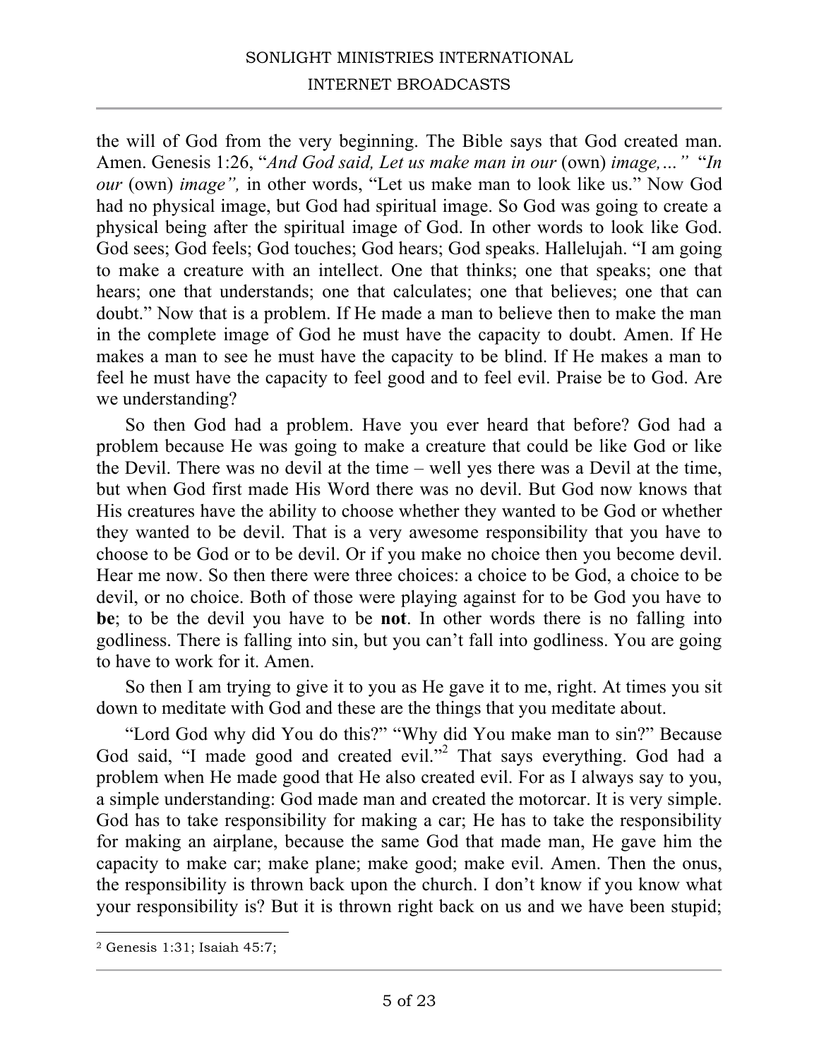the will of God from the very beginning. The Bible says that God created man. Amen. Genesis 1:26, "*And God said, Let us make man in our* (own) *image,…*" "*In our* (own) *image",* in other words, "Let us make man to look like us." Now God had no physical image, but God had spiritual image. So God was going to create a physical being after the spiritual image of God. In other words to look like God. God sees; God feels; God touches; God hears; God speaks. Hallelujah. "I am going to make a creature with an intellect. One that thinks; one that speaks; one that hears; one that understands; one that calculates; one that believes; one that can doubt." Now that is a problem. If He made a man to believe then to make the man in the complete image of God he must have the capacity to doubt. Amen. If He makes a man to see he must have the capacity to be blind. If He makes a man to feel he must have the capacity to feel good and to feel evil. Praise be to God. Are we understanding?

So then God had a problem. Have you ever heard that before? God had a problem because He was going to make a creature that could be like God or like the Devil. There was no devil at the time – well yes there was a Devil at the time, but when God first made His Word there was no devil. But God now knows that His creatures have the ability to choose whether they wanted to be God or whether they wanted to be devil. That is a very awesome responsibility that you have to choose to be God or to be devil. Or if you make no choice then you become devil. Hear me now. So then there were three choices: a choice to be God, a choice to be devil, or no choice. Both of those were playing against for to be God you have to **be**; to be the devil you have to be **not**. In other words there is no falling into godliness. There is falling into sin, but you can't fall into godliness. You are going to have to work for it. Amen.

So then I am trying to give it to you as He gave it to me, right. At times you sit down to meditate with God and these are the things that you meditate about.

"Lord God why did You do this?" "Why did You make man to sin?" Because God said, "I made good and created evil."[2] That says everything. God had a problem when He made good that He also created evil. For as I always say to you, a simple understanding: God made man and created the motorcar. It is very simple. God has to take responsibility for making a car; He has to take the responsibility for making an airplane, because the same God that made man, He gave him the capacity to make car; make plane; make good; make evil. Amen. Then the onus, the responsibility is thrown back upon the church. I don't know if you know what your responsibility is? But it is thrown right back on us and we have been stupid;

---

[2] Genesis 1:31; Isaiah 45:7;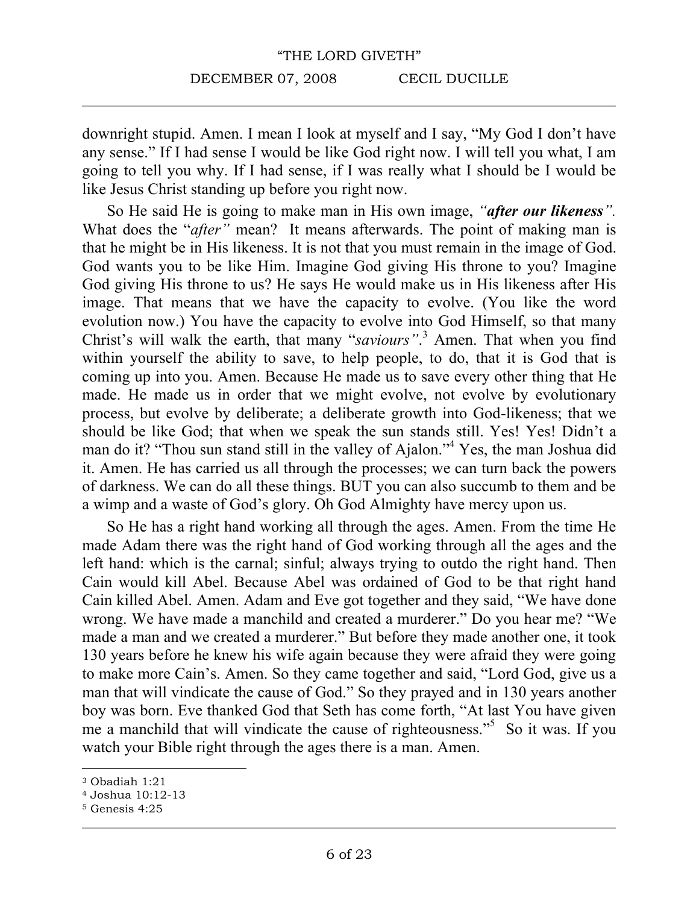downright stupid. Amen. I mean I look at myself and I say, "My God I don't have any sense." If I had sense I would be like God right now. I will tell you what, I am going to tell you why. If I had sense, if I was really what I should be I would be like Jesus Christ standing up before you right now.

So He said He is going to make man in His own image, *"**after our likeness**".* What does the "*after"* mean? It means afterwards. The point of making man is that he might be in His likeness. It is not that you must remain in the image of God. God wants you to be like Him. Imagine God giving His throne to you? Imagine God giving His throne to us? He says He would make us in His likeness after His image. That means that we have the capacity to evolve. (You like the word evolution now.) You have the capacity to evolve into God Himself, so that many Christ's will walk the earth, that many "*saviours"*.[3] Amen. That when you find within yourself the ability to save, to help people, to do, that it is God that is coming up into you. Amen. Because He made us to save every other thing that He made. He made us in order that we might evolve, not evolve by evolutionary process, but evolve by deliberate; a deliberate growth into God-likeness; that we should be like God; that when we speak the sun stands still. Yes! Yes! Didn't a man do it? "Thou sun stand still in the valley of Ajalon."[4] Yes, the man Joshua did it. Amen. He has carried us all through the processes; we can turn back the powers of darkness. We can do all these things. BUT you can also succumb to them and be a wimp and a waste of God's glory. Oh God Almighty have mercy upon us.

So He has a right hand working all through the ages. Amen. From the time He made Adam there was the right hand of God working through all the ages and the left hand: which is the carnal; sinful; always trying to outdo the right hand. Then Cain would kill Abel. Because Abel was ordained of God to be that right hand Cain killed Abel. Amen. Adam and Eve got together and they said, "We have done wrong. We have made a manchild and created a murderer." Do you hear me? "We made a man and we created a murderer." But before they made another one, it took 130 years before he knew his wife again because they were afraid they were going to make more Cain's. Amen. So they came together and said, "Lord God, give us a man that will vindicate the cause of God." So they prayed and in 130 years another boy was born. Eve thanked God that Seth has come forth, "At last You have given me a manchild that will vindicate the cause of righteousness."[5] So it was. If you watch your Bible right through the ages there is a man. Amen.

---

[3] Obadiah 1:21
[4] Joshua 10:12-13
[5] Genesis 4:25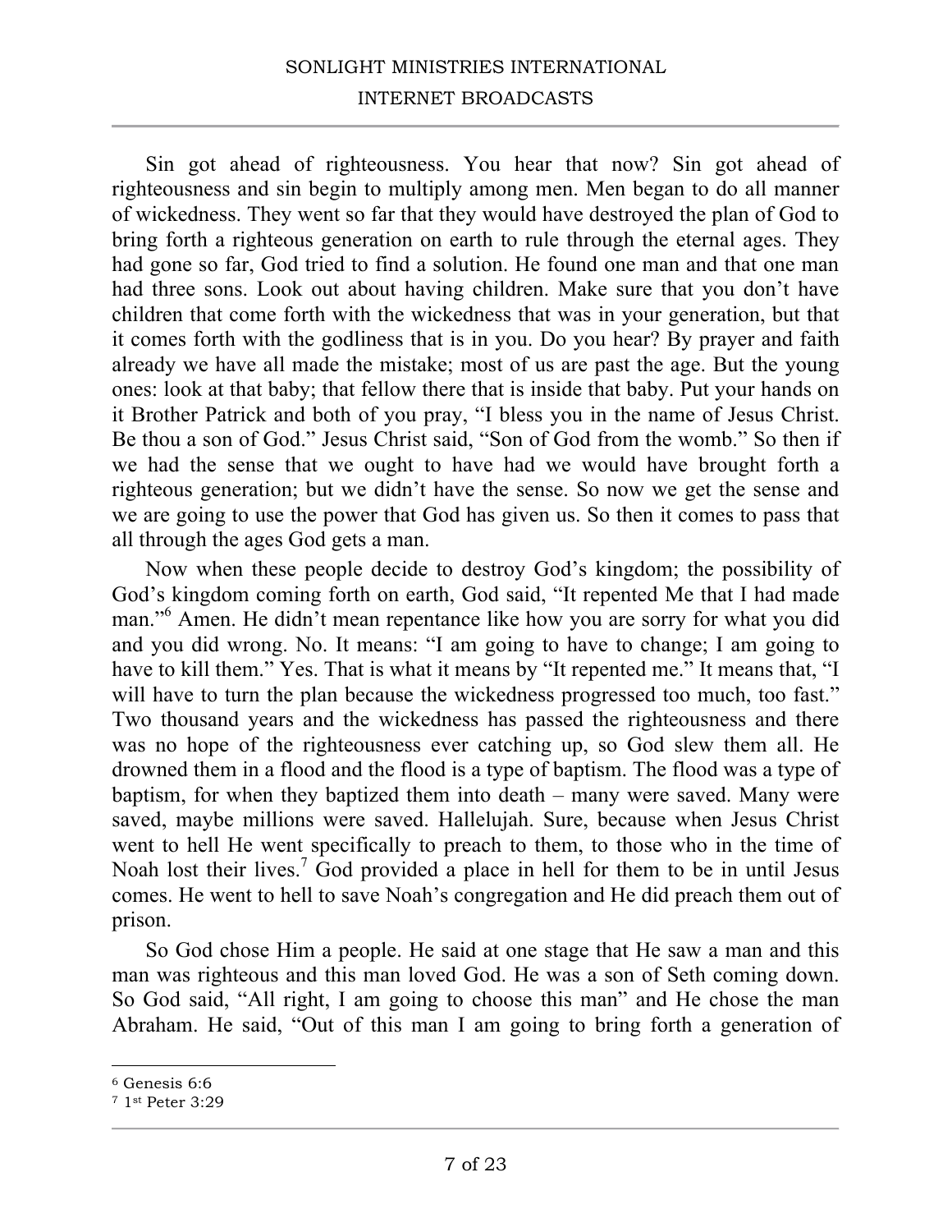Sin got ahead of righteousness. You hear that now? Sin got ahead of righteousness and sin begin to multiply among men. Men began to do all manner of wickedness. They went so far that they would have destroyed the plan of God to bring forth a righteous generation on earth to rule through the eternal ages. They had gone so far, God tried to find a solution. He found one man and that one man had three sons. Look out about having children. Make sure that you don't have children that come forth with the wickedness that was in your generation, but that it comes forth with the godliness that is in you. Do you hear? By prayer and faith already we have all made the mistake; most of us are past the age. But the young ones: look at that baby; that fellow there that is inside that baby. Put your hands on it Brother Patrick and both of you pray, "I bless you in the name of Jesus Christ. Be thou a son of God." Jesus Christ said, "Son of God from the womb." So then if we had the sense that we ought to have had we would have brought forth a righteous generation; but we didn't have the sense. So now we get the sense and we are going to use the power that God has given us. So then it comes to pass that all through the ages God gets a man.

Now when these people decide to destroy God's kingdom; the possibility of God's kingdom coming forth on earth, God said, "It repented Me that I had made man."[6] Amen. He didn't mean repentance like how you are sorry for what you did and you did wrong. No. It means: "I am going to have to change; I am going to have to kill them." Yes. That is what it means by "It repented me." It means that, "I will have to turn the plan because the wickedness progressed too much, too fast." Two thousand years and the wickedness has passed the righteousness and there was no hope of the righteousness ever catching up, so God slew them all. He drowned them in a flood and the flood is a type of baptism. The flood was a type of baptism, for when they baptized them into death – many were saved. Many were saved, maybe millions were saved. Hallelujah. Sure, because when Jesus Christ went to hell He went specifically to preach to them, to those who in the time of Noah lost their lives.[7] God provided a place in hell for them to be in until Jesus comes. He went to hell to save Noah's congregation and He did preach them out of prison.

So God chose Him a people. He said at one stage that He saw a man and this man was righteous and this man loved God. He was a son of Seth coming down. So God said, "All right, I am going to choose this man" and He chose the man Abraham. He said, "Out of this man I am going to bring forth a generation of

---

[6] Genesis 6:6

[7] 1st Peter 3:29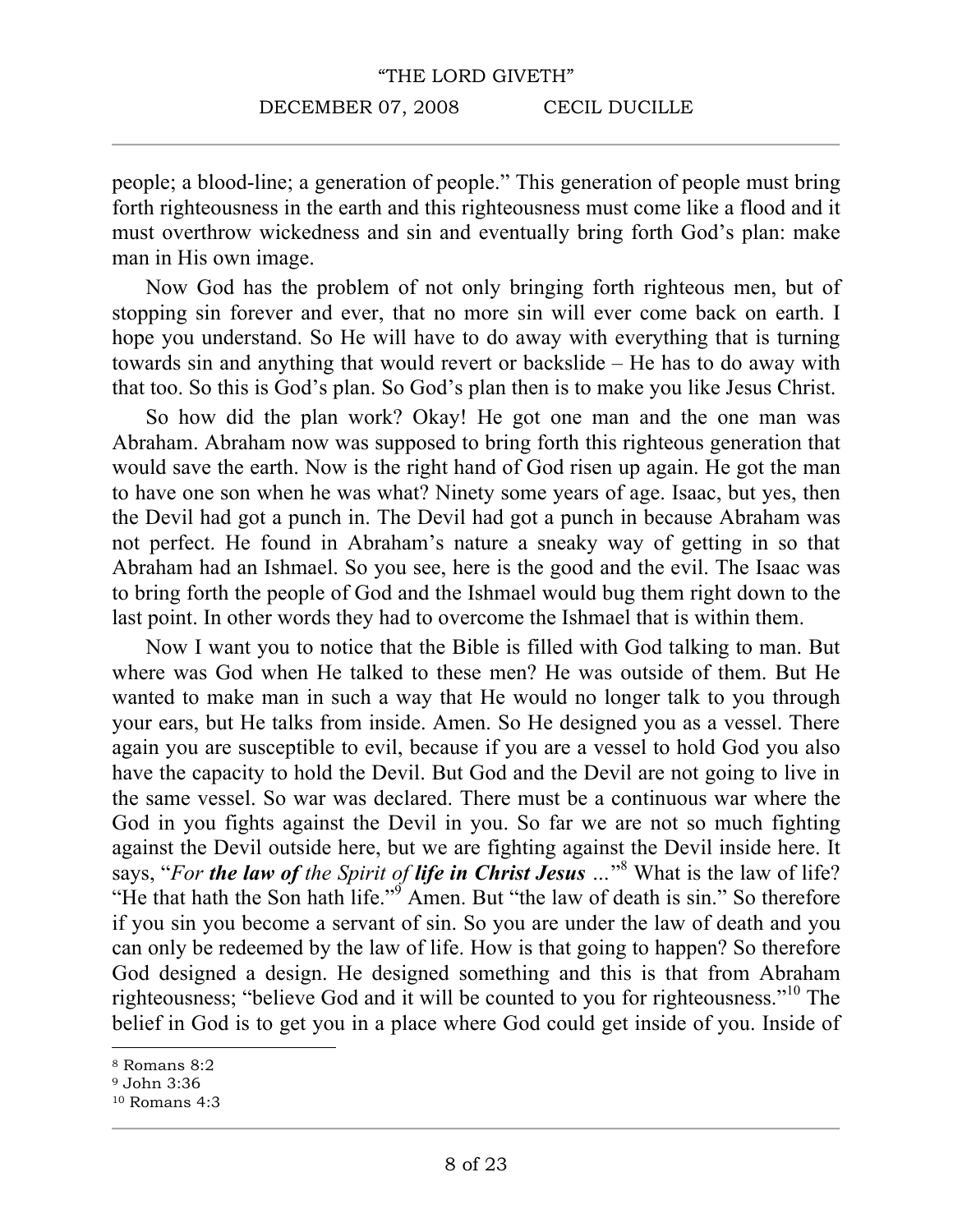people; a blood-line; a generation of people." This generation of people must bring forth righteousness in the earth and this righteousness must come like a flood and it must overthrow wickedness and sin and eventually bring forth God's plan: make man in His own image.

Now God has the problem of not only bringing forth righteous men, but of stopping sin forever and ever, that no more sin will ever come back on earth. I hope you understand. So He will have to do away with everything that is turning towards sin and anything that would revert or backslide – He has to do away with that too. So this is God's plan. So God's plan then is to make you like Jesus Christ.

So how did the plan work? Okay! He got one man and the one man was Abraham. Abraham now was supposed to bring forth this righteous generation that would save the earth. Now is the right hand of God risen up again. He got the man to have one son when he was what? Ninety some years of age. Isaac, but yes, then the Devil had got a punch in. The Devil had got a punch in because Abraham was not perfect. He found in Abraham's nature a sneaky way of getting in so that Abraham had an Ishmael. So you see, here is the good and the evil. The Isaac was to bring forth the people of God and the Ishmael would bug them right down to the last point. In other words they had to overcome the Ishmael that is within them.

Now I want you to notice that the Bible is filled with God talking to man. But where was God when He talked to these men? He was outside of them. But He wanted to make man in such a way that He would no longer talk to you through your ears, but He talks from inside. Amen. So He designed you as a vessel. There again you are susceptible to evil, because if you are a vessel to hold God you also have the capacity to hold the Devil. But God and the Devil are not going to live in the same vessel. So war was declared. There must be a continuous war where the God in you fights against the Devil in you. So far we are not so much fighting against the Devil outside here, but we are fighting against the Devil inside here. It says, "*For **the law of** the Spirit of **life in Christ Jesus** ...*"[8] What is the law of life? "He that hath the Son hath life."[9] Amen. But "the law of death is sin." So therefore if you sin you become a servant of sin. So you are under the law of death and you can only be redeemed by the law of life. How is that going to happen? So therefore God designed a design. He designed something and this is that from Abraham righteousness; "believe God and it will be counted to you for righteousness."[10] The belief in God is to get you in a place where God could get inside of you. Inside of

---

[8] Romans 8:2
[9] John 3:36
[10] Romans 4:3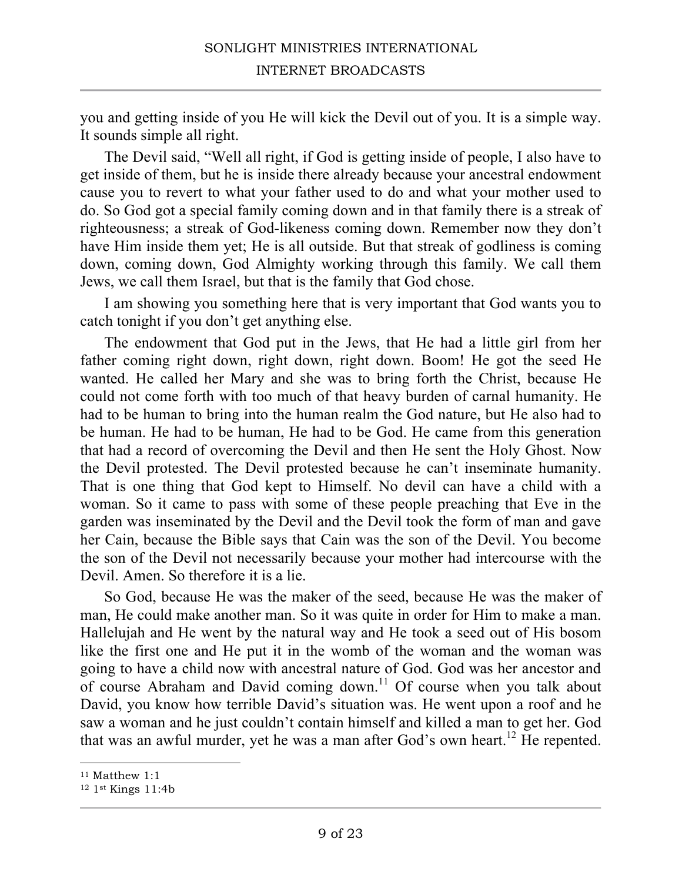you and getting inside of you He will kick the Devil out of you. It is a simple way. It sounds simple all right.

The Devil said, "Well all right, if God is getting inside of people, I also have to get inside of them, but he is inside there already because your ancestral endowment cause you to revert to what your father used to do and what your mother used to do. So God got a special family coming down and in that family there is a streak of righteousness; a streak of God-likeness coming down. Remember now they don't have Him inside them yet; He is all outside. But that streak of godliness is coming down, coming down, God Almighty working through this family. We call them Jews, we call them Israel, but that is the family that God chose.

I am showing you something here that is very important that God wants you to catch tonight if you don't get anything else.

The endowment that God put in the Jews, that He had a little girl from her father coming right down, right down, right down. Boom! He got the seed He wanted. He called her Mary and she was to bring forth the Christ, because He could not come forth with too much of that heavy burden of carnal humanity. He had to be human to bring into the human realm the God nature, but He also had to be human. He had to be human, He had to be God. He came from this generation that had a record of overcoming the Devil and then He sent the Holy Ghost. Now the Devil protested. The Devil protested because he can't inseminate humanity. That is one thing that God kept to Himself. No devil can have a child with a woman. So it came to pass with some of these people preaching that Eve in the garden was inseminated by the Devil and the Devil took the form of man and gave her Cain, because the Bible says that Cain was the son of the Devil. You become the son of the Devil not necessarily because your mother had intercourse with the Devil. Amen. So therefore it is a lie.

So God, because He was the maker of the seed, because He was the maker of man, He could make another man. So it was quite in order for Him to make a man. Hallelujah and He went by the natural way and He took a seed out of His bosom like the first one and He put it in the womb of the woman and the woman was going to have a child now with ancestral nature of God. God was her ancestor and of course Abraham and David coming down.[11] Of course when you talk about David, you know how terrible David's situation was. He went upon a roof and he saw a woman and he just couldn't contain himself and killed a man to get her. God that was an awful murder, yet he was a man after God's own heart.[12] He repented.

---

[11] Matthew 1:1

[12] 1st Kings 11:4b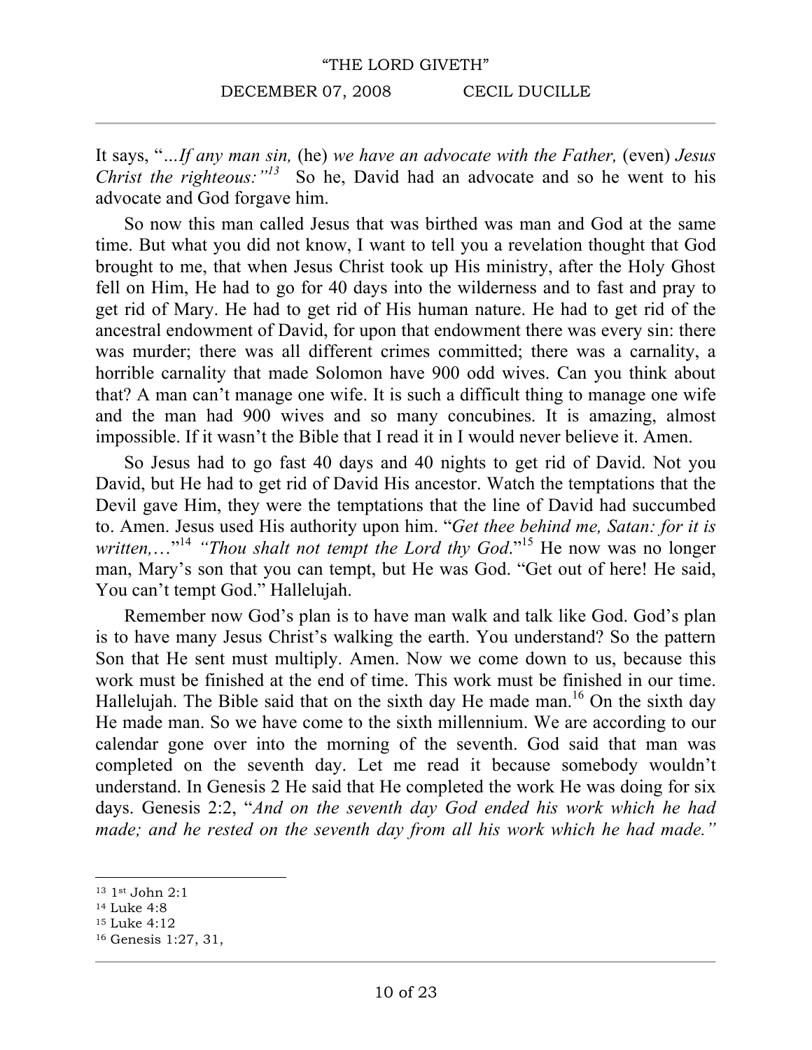It says, "*…If any man sin,* (he) *we have an advocate with the Father,* (even) *Jesus Christ the righteous:"*[13] So he, David had an advocate and so he went to his advocate and God forgave him.

So now this man called Jesus that was birthed was man and God at the same time. But what you did not know, I want to tell you a revelation thought that God brought to me, that when Jesus Christ took up His ministry, after the Holy Ghost fell on Him, He had to go for 40 days into the wilderness and to fast and pray to get rid of Mary. He had to get rid of His human nature. He had to get rid of the ancestral endowment of David, for upon that endowment there was every sin: there was murder; there was all different crimes committed; there was a carnality, a horrible carnality that made Solomon have 900 odd wives. Can you think about that? A man can't manage one wife. It is such a difficult thing to manage one wife and the man had 900 wives and so many concubines. It is amazing, almost impossible. If it wasn't the Bible that I read it in I would never believe it. Amen.

So Jesus had to go fast 40 days and 40 nights to get rid of David. Not you David, but He had to get rid of David His ancestor. Watch the temptations that the Devil gave Him, they were the temptations that the line of David had succumbed to. Amen. Jesus used His authority upon him. "*Get thee behind me, Satan: for it is written,…*"[14] *"Thou shalt not tempt the Lord thy God.*"[15] He now was no longer man, Mary's son that you can tempt, but He was God. "Get out of here! He said, You can't tempt God." Hallelujah.

Remember now God's plan is to have man walk and talk like God. God's plan is to have many Jesus Christ's walking the earth. You understand? So the pattern Son that He sent must multiply. Amen. Now we come down to us, because this work must be finished at the end of time. This work must be finished in our time. Hallelujah. The Bible said that on the sixth day He made man.[16] On the sixth day He made man. So we have come to the sixth millennium. We are according to our calendar gone over into the morning of the seventh. God said that man was completed on the seventh day. Let me read it because somebody wouldn't understand. In Genesis 2 He said that He completed the work He was doing for six days. Genesis 2:2, "*And on the seventh day God ended his work which he had made; and he rested on the seventh day from all his work which he had made."*

---

[13] 1st John 2:1
[14] Luke 4:8
[15] Luke 4:12
[16] Genesis 1:27, 31,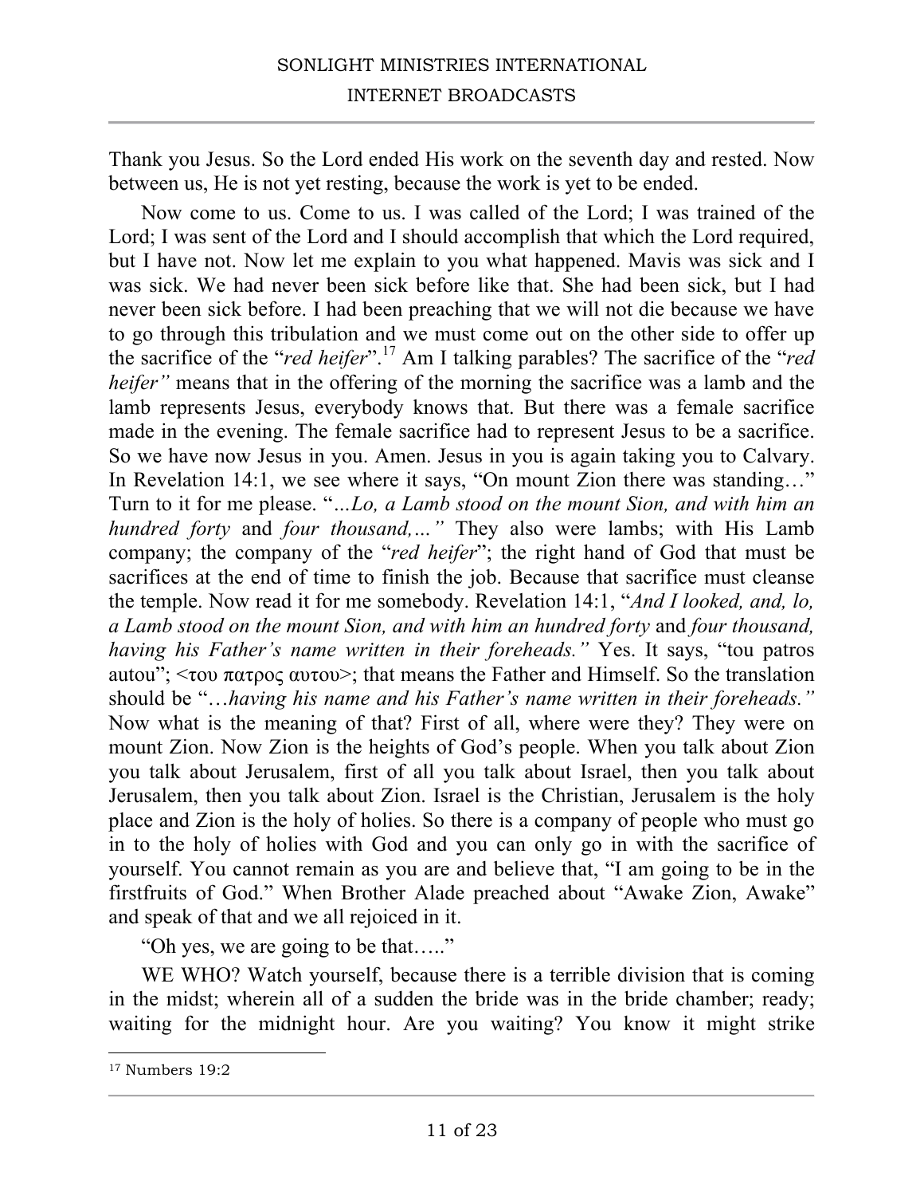Thank you Jesus. So the Lord ended His work on the seventh day and rested. Now between us, He is not yet resting, because the work is yet to be ended.

Now come to us. Come to us. I was called of the Lord; I was trained of the Lord; I was sent of the Lord and I should accomplish that which the Lord required, but I have not. Now let me explain to you what happened. Mavis was sick and I was sick. We had never been sick before like that. She had been sick, but I had never been sick before. I had been preaching that we will not die because we have to go through this tribulation and we must come out on the other side to offer up the sacrifice of the "*red heifer*".[17] Am I talking parables? The sacrifice of the "*red heifer"* means that in the offering of the morning the sacrifice was a lamb and the lamb represents Jesus, everybody knows that. But there was a female sacrifice made in the evening. The female sacrifice had to represent Jesus to be a sacrifice. So we have now Jesus in you. Amen. Jesus in you is again taking you to Calvary. In Revelation 14:1, we see where it says, "On mount Zion there was standing…" Turn to it for me please. "*...Lo, a Lamb stood on the mount Sion, and with him an hundred forty* and *four thousand,…"* They also were lambs; with His Lamb company; the company of the "*red heifer*"; the right hand of God that must be sacrifices at the end of time to finish the job. Because that sacrifice must cleanse the temple. Now read it for me somebody. Revelation 14:1, "*And I looked, and, lo, a Lamb stood on the mount Sion, and with him an hundred forty* and *four thousand, having his Father's name written in their foreheads."* Yes. It says, "tou patros autou"; <του πατρος αυτου>; that means the Father and Himself. So the translation should be "…*having his name and his Father's name written in their foreheads."* Now what is the meaning of that? First of all, where were they? They were on mount Zion. Now Zion is the heights of God's people. When you talk about Zion you talk about Jerusalem, first of all you talk about Israel, then you talk about Jerusalem, then you talk about Zion. Israel is the Christian, Jerusalem is the holy place and Zion is the holy of holies. So there is a company of people who must go in to the holy of holies with God and you can only go in with the sacrifice of yourself. You cannot remain as you are and believe that, "I am going to be in the firstfruits of God." When Brother Alade preached about "Awake Zion, Awake" and speak of that and we all rejoiced in it.

"Oh yes, we are going to be that….."

WE WHO? Watch yourself, because there is a terrible division that is coming in the midst; wherein all of a sudden the bride was in the bride chamber; ready; waiting for the midnight hour. Are you waiting? You know it might strike

[17] Numbers 19:2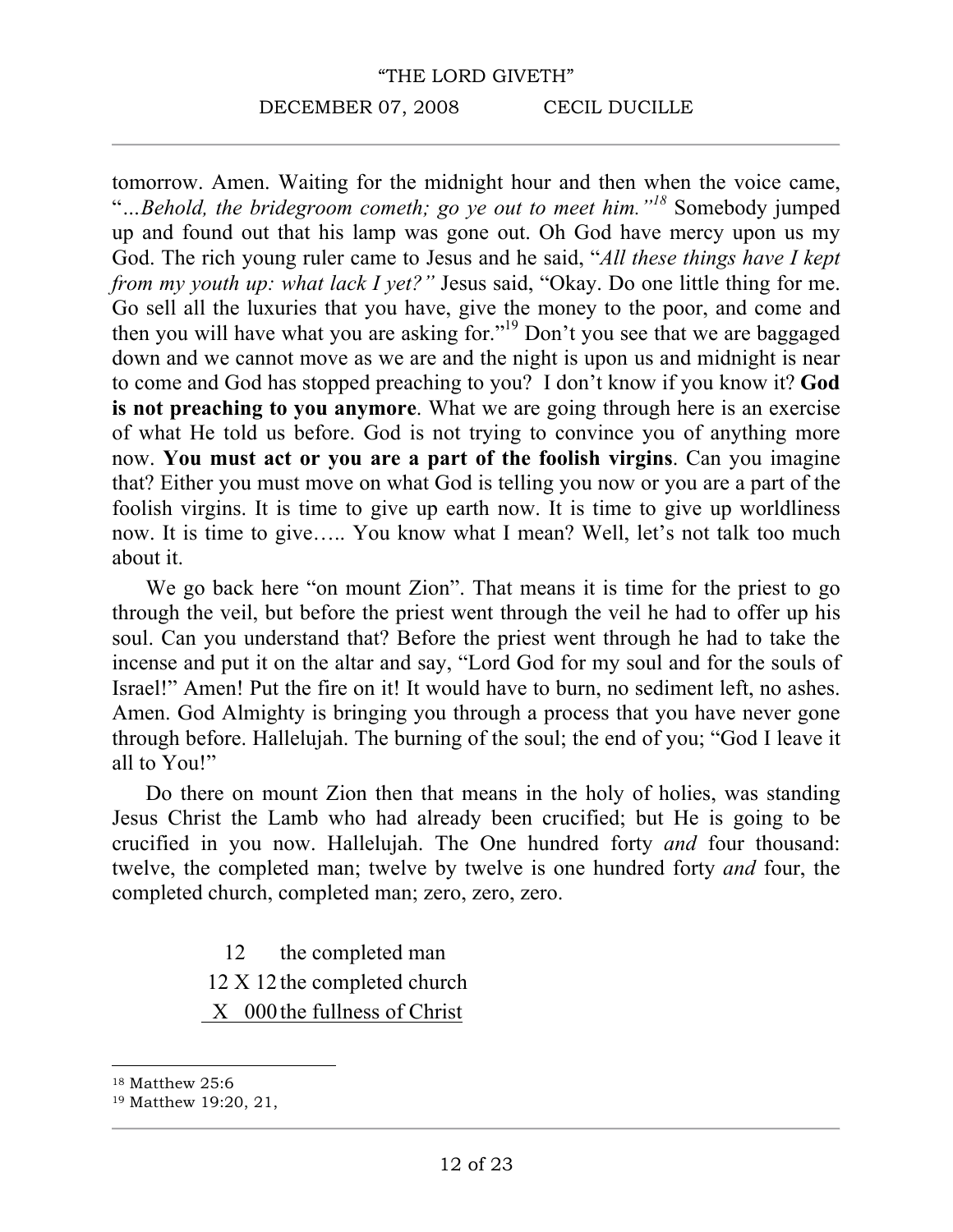tomorrow. Amen. Waiting for the midnight hour and then when the voice came, "*...Behold, the bridegroom cometh; go ye out to meet him.*"[18] Somebody jumped up and found out that his lamp was gone out. Oh God have mercy upon us my God. The rich young ruler came to Jesus and he said, "*All these things have I kept from my youth up: what lack I yet?*" Jesus said, "Okay. Do one little thing for me. Go sell all the luxuries that you have, give the money to the poor, and come and then you will have what you are asking for."[19] Don't you see that we are baggaged down and we cannot move as we are and the night is upon us and midnight is near to come and God has stopped preaching to you? I don't know if you know it? **God is not preaching to you anymore**. What we are going through here is an exercise of what He told us before. God is not trying to convince you of anything more now. **You must act or you are a part of the foolish virgins**. Can you imagine that? Either you must move on what God is telling you now or you are a part of the foolish virgins. It is time to give up earth now. It is time to give up worldliness now. It is time to give….. You know what I mean? Well, let's not talk too much about it.

We go back here "on mount Zion". That means it is time for the priest to go through the veil, but before the priest went through the veil he had to offer up his soul. Can you understand that? Before the priest went through he had to take the incense and put it on the altar and say, "Lord God for my soul and for the souls of Israel!" Amen! Put the fire on it! It would have to burn, no sediment left, no ashes. Amen. God Almighty is bringing you through a process that you have never gone through before. Hallelujah. The burning of the soul; the end of you; "God I leave it all to You!"

Do there on mount Zion then that means in the holy of holies, was standing Jesus Christ the Lamb who had already been crucified; but He is going to be crucified in you now. Hallelujah. The One hundred forty *and* four thousand: twelve, the completed man; twelve by twelve is one hundred forty *and* four, the completed church, completed man; zero, zero, zero.

12 the completed man
12 X 12 the completed church
X 000 the fullness of Christ

[18] Matthew 25:6
[19] Matthew 19:20, 21,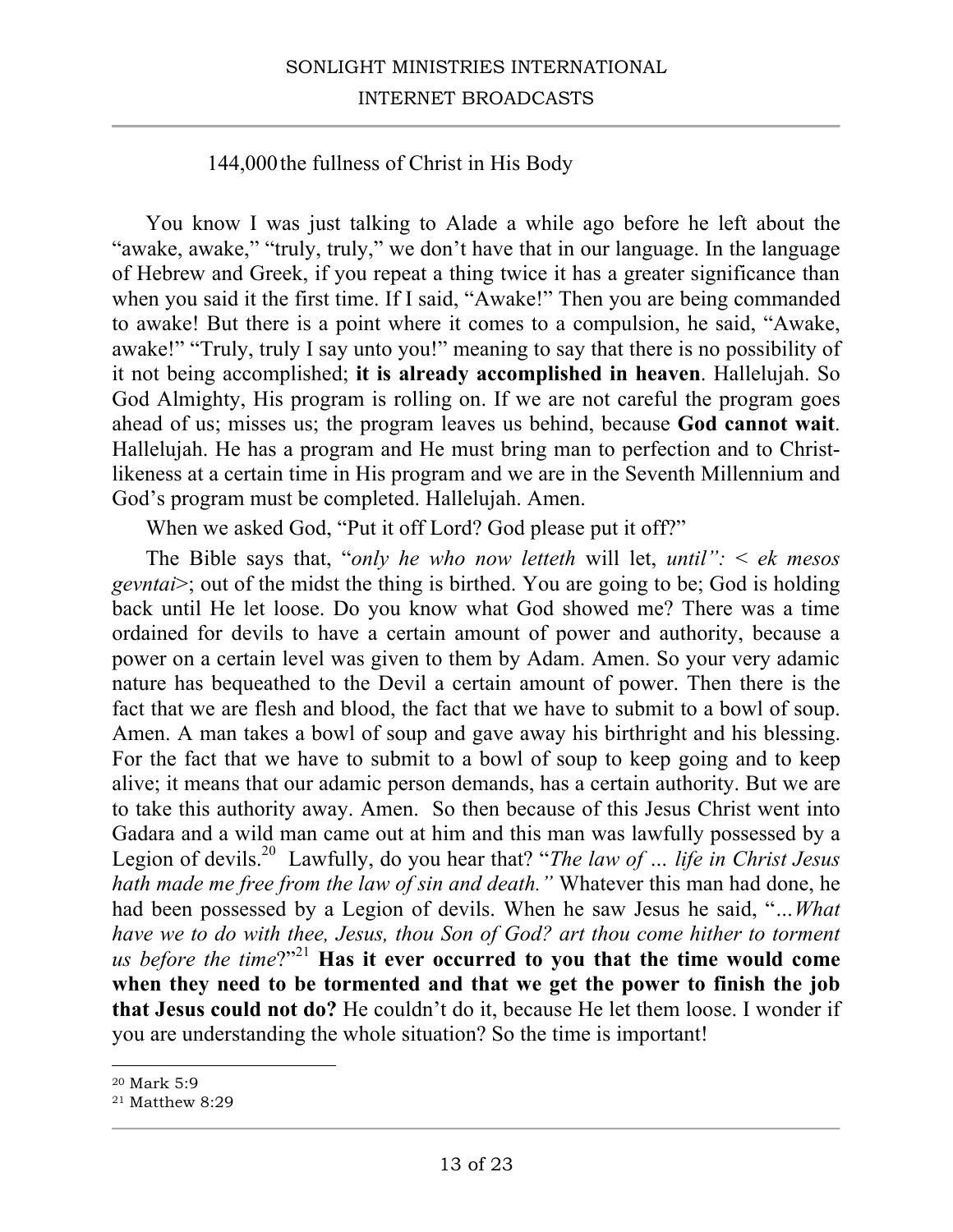144,000 the fullness of Christ in His Body

You know I was just talking to Alade a while ago before he left about the "awake, awake," "truly, truly," we don't have that in our language. In the language of Hebrew and Greek, if you repeat a thing twice it has a greater significance than when you said it the first time. If I said, "Awake!" Then you are being commanded to awake! But there is a point where it comes to a compulsion, he said, "Awake, awake!" "Truly, truly I say unto you!" meaning to say that there is no possibility of it not being accomplished; **it is already accomplished in heaven**. Hallelujah. So God Almighty, His program is rolling on. If we are not careful the program goes ahead of us; misses us; the program leaves us behind, because **God cannot wait**. Hallelujah. He has a program and He must bring man to perfection and to Christ-likeness at a certain time in His program and we are in the Seventh Millennium and God's program must be completed. Hallelujah. Amen.

When we asked God, "Put it off Lord? God please put it off?"

The Bible says that, "*only he who now letteth* will let, *until": < ek mesos gevntai*>; out of the midst the thing is birthed. You are going to be; God is holding back until He let loose. Do you know what God showed me? There was a time ordained for devils to have a certain amount of power and authority, because a power on a certain level was given to them by Adam. Amen. So your very adamic nature has bequeathed to the Devil a certain amount of power. Then there is the fact that we are flesh and blood, the fact that we have to submit to a bowl of soup. Amen. A man takes a bowl of soup and gave away his birthright and his blessing. For the fact that we have to submit to a bowl of soup to keep going and to keep alive; it means that our adamic person demands, has a certain authority. But we are to take this authority away. Amen. So then because of this Jesus Christ went into Gadara and a wild man came out at him and this man was lawfully possessed by a Legion of devils.[20] Lawfully, do you hear that? "*The law of … life in Christ Jesus hath made me free from the law of sin and death."* Whatever this man had done, he had been possessed by a Legion of devils. When he saw Jesus he said, "*…What have we to do with thee, Jesus, thou Son of God? art thou come hither to torment us before the time*?"[21] **Has it ever occurred to you that the time would come when they need to be tormented and that we get the power to finish the job that Jesus could not do?** He couldn't do it, because He let them loose. I wonder if you are understanding the whole situation? So the time is important!

---

[20] Mark 5:9

[21] Matthew 8:29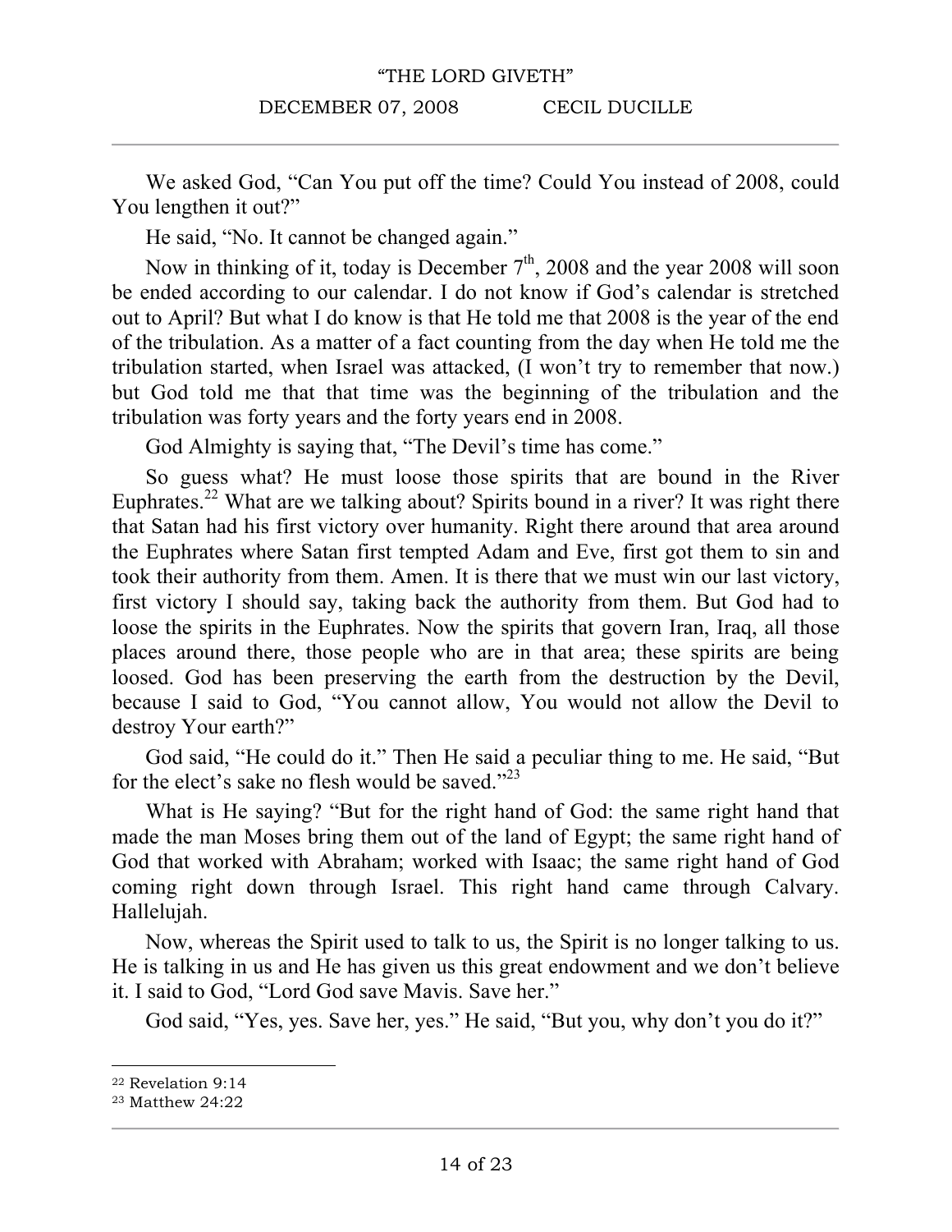We asked God, "Can You put off the time? Could You instead of 2008, could You lengthen it out?"

He said, "No. It cannot be changed again."

Now in thinking of it, today is December 7th, 2008 and the year 2008 will soon be ended according to our calendar. I do not know if God's calendar is stretched out to April? But what I do know is that He told me that 2008 is the year of the end of the tribulation. As a matter of a fact counting from the day when He told me the tribulation started, when Israel was attacked, (I won't try to remember that now.) but God told me that that time was the beginning of the tribulation and the tribulation was forty years and the forty years end in 2008.

God Almighty is saying that, "The Devil's time has come."

So guess what? He must loose those spirits that are bound in the River Euphrates.[22] What are we talking about? Spirits bound in a river? It was right there that Satan had his first victory over humanity. Right there around that area around the Euphrates where Satan first tempted Adam and Eve, first got them to sin and took their authority from them. Amen. It is there that we must win our last victory, first victory I should say, taking back the authority from them. But God had to loose the spirits in the Euphrates. Now the spirits that govern Iran, Iraq, all those places around there, those people who are in that area; these spirits are being loosed. God has been preserving the earth from the destruction by the Devil, because I said to God, "You cannot allow, You would not allow the Devil to destroy Your earth?"

God said, "He could do it." Then He said a peculiar thing to me. He said, "But for the elect's sake no flesh would be saved."[23]

What is He saying? "But for the right hand of God: the same right hand that made the man Moses bring them out of the land of Egypt; the same right hand of God that worked with Abraham; worked with Isaac; the same right hand of God coming right down through Israel. This right hand came through Calvary. Hallelujah.

Now, whereas the Spirit used to talk to us, the Spirit is no longer talking to us. He is talking in us and He has given us this great endowment and we don't believe it. I said to God, "Lord God save Mavis. Save her."

God said, "Yes, yes. Save her, yes." He said, "But you, why don't you do it?"

---

[22] Revelation 9:14

[23] Matthew 24:22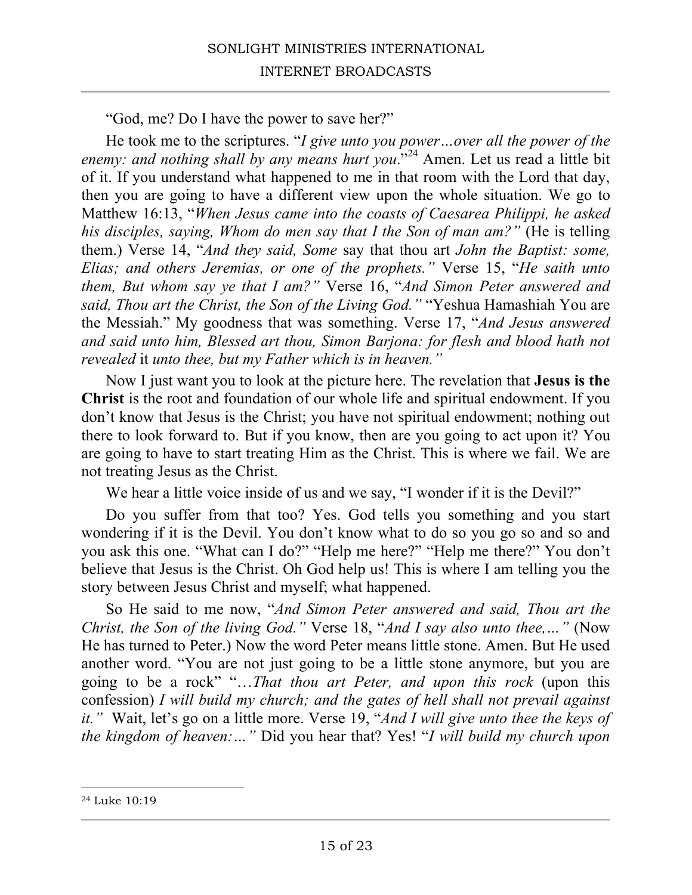"God, me? Do I have the power to save her?"

He took me to the scriptures. "*I give unto you power…over all the power of the enemy: and nothing shall by any means hurt you*."[24] Amen. Let us read a little bit of it. If you understand what happened to me in that room with the Lord that day, then you are going to have a different view upon the whole situation. We go to Matthew 16:13, "*When Jesus came into the coasts of Caesarea Philippi, he asked his disciples, saying, Whom do men say that I the Son of man am?"* (He is telling them.) Verse 14, "*And they said, Some* say that thou art *John the Baptist: some, Elias; and others Jeremias, or one of the prophets."* Verse 15, "*He saith unto them, But whom say ye that I am?"* Verse 16, "*And Simon Peter answered and said, Thou art the Christ, the Son of the Living God."* "Yeshua Hamashiah You are the Messiah." My goodness that was something. Verse 17, "*And Jesus answered and said unto him, Blessed art thou, Simon Barjona: for flesh and blood hath not revealed* it *unto thee, but my Father which is in heaven."*

Now I just want you to look at the picture here. The revelation that **Jesus is the Christ** is the root and foundation of our whole life and spiritual endowment. If you don't know that Jesus is the Christ; you have not spiritual endowment; nothing out there to look forward to. But if you know, then are you going to act upon it? You are going to have to start treating Him as the Christ. This is where we fail. We are not treating Jesus as the Christ.

We hear a little voice inside of us and we say, "I wonder if it is the Devil?"

Do you suffer from that too? Yes. God tells you something and you start wondering if it is the Devil. You don't know what to do so you go so and so and you ask this one. "What can I do?" "Help me here?" "Help me there?" You don't believe that Jesus is the Christ. Oh God help us! This is where I am telling you the story between Jesus Christ and myself; what happened.

So He said to me now, "*And Simon Peter answered and said, Thou art the Christ, the Son of the living God."* Verse 18, "*And I say also unto thee,…"* (Now He has turned to Peter.) Now the word Peter means little stone. Amen. But He used another word. "You are not just going to be a little stone anymore, but you are going to be a rock" "…*That thou art Peter, and upon this rock* (upon this confession) *I will build my church; and the gates of hell shall not prevail against it."* Wait, let's go on a little more. Verse 19, "*And I will give unto thee the keys of the kingdom of heaven:…"* Did you hear that? Yes! "*I will build my church upon*

---

[24] Luke 10:19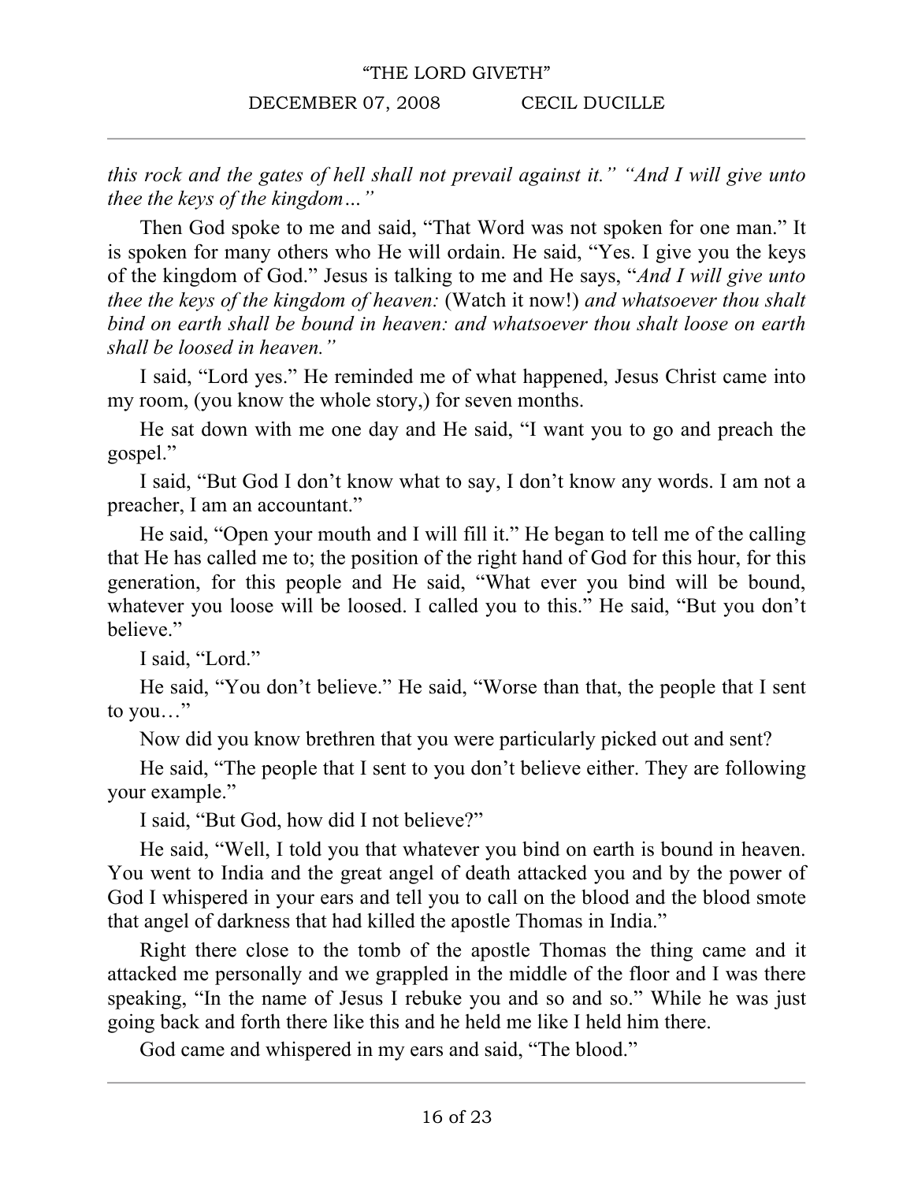*this rock and the gates of hell shall not prevail against it.” “And I will give unto thee the keys of the kingdom…”*

Then God spoke to me and said, “That Word was not spoken for one man.” It is spoken for many others who He will ordain. He said, “Yes. I give you the keys of the kingdom of God.” Jesus is talking to me and He says, “*And I will give unto thee the keys of the kingdom of heaven:* (Watch it now!) *and whatsoever thou shalt bind on earth shall be bound in heaven: and whatsoever thou shalt loose on earth shall be loosed in heaven.”*

I said, “Lord yes.” He reminded me of what happened, Jesus Christ came into my room, (you know the whole story,) for seven months.

He sat down with me one day and He said, “I want you to go and preach the gospel.”

I said, “But God I don’t know what to say, I don’t know any words. I am not a preacher, I am an accountant.”

He said, “Open your mouth and I will fill it.” He began to tell me of the calling that He has called me to; the position of the right hand of God for this hour, for this generation, for this people and He said, “What ever you bind will be bound, whatever you loose will be loosed. I called you to this.” He said, “But you don’t believe.”

I said, “Lord.”

He said, “You don’t believe.” He said, “Worse than that, the people that I sent to you…”

Now did you know brethren that you were particularly picked out and sent?

He said, “The people that I sent to you don’t believe either. They are following your example.”

I said, “But God, how did I not believe?”

He said, “Well, I told you that whatever you bind on earth is bound in heaven. You went to India and the great angel of death attacked you and by the power of God I whispered in your ears and tell you to call on the blood and the blood smote that angel of darkness that had killed the apostle Thomas in India.”

Right there close to the tomb of the apostle Thomas the thing came and it attacked me personally and we grappled in the middle of the floor and I was there speaking, “In the name of Jesus I rebuke you and so and so.” While he was just going back and forth there like this and he held me like I held him there.

God came and whispered in my ears and said, “The blood.”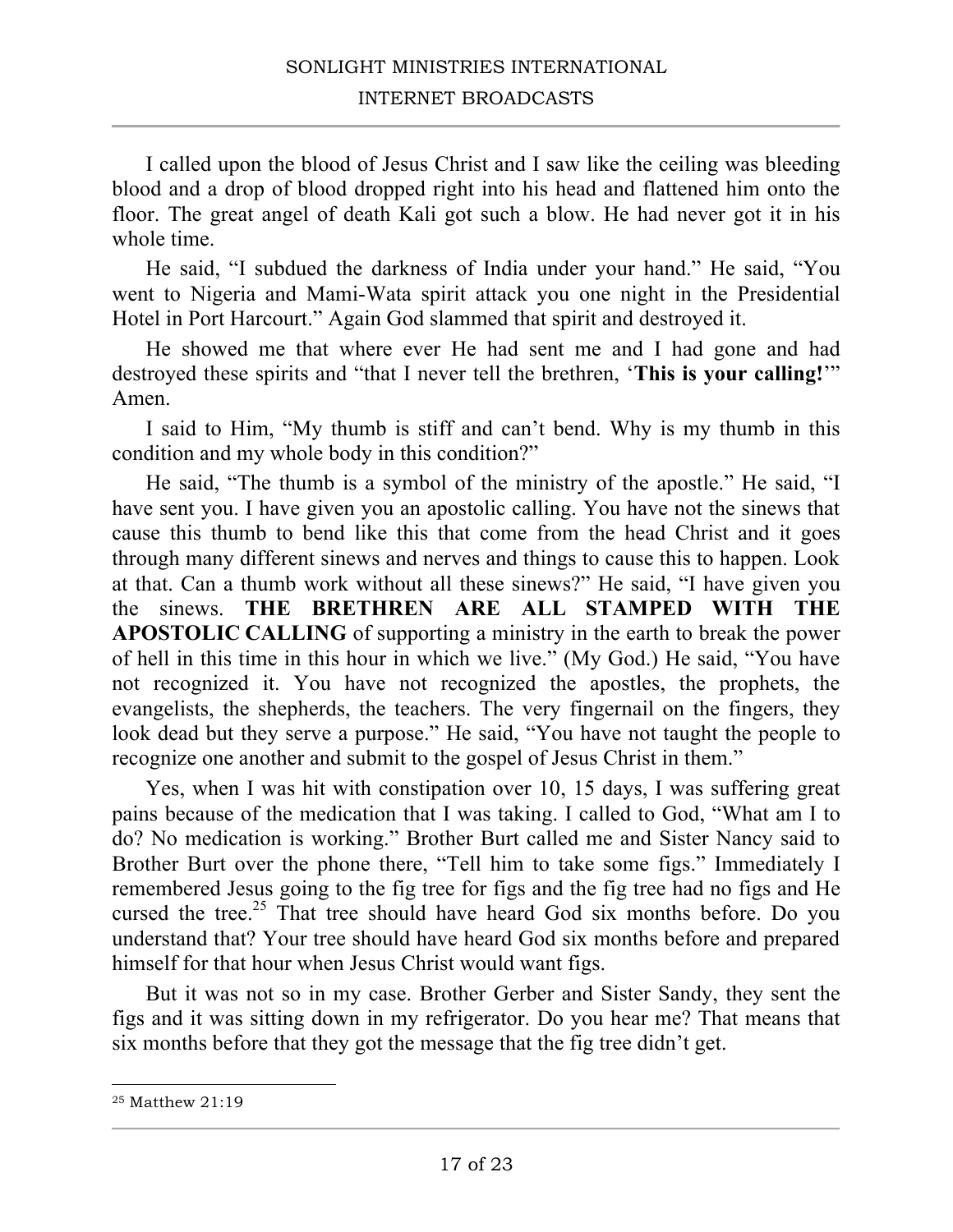I called upon the blood of Jesus Christ and I saw like the ceiling was bleeding blood and a drop of blood dropped right into his head and flattened him onto the floor. The great angel of death Kali got such a blow. He had never got it in his whole time.

He said, "I subdued the darkness of India under your hand." He said, "You went to Nigeria and Mami-Wata spirit attack you one night in the Presidential Hotel in Port Harcourt." Again God slammed that spirit and destroyed it.

He showed me that where ever He had sent me and I had gone and had destroyed these spirits and "that I never tell the brethren, '**This is your calling!**'" Amen.

I said to Him, "My thumb is stiff and can't bend. Why is my thumb in this condition and my whole body in this condition?"

He said, "The thumb is a symbol of the ministry of the apostle." He said, "I have sent you. I have given you an apostolic calling. You have not the sinews that cause this thumb to bend like this that come from the head Christ and it goes through many different sinews and nerves and things to cause this to happen. Look at that. Can a thumb work without all these sinews?" He said, "I have given you the sinews. **THE BRETHREN ARE ALL STAMPED WITH THE APOSTOLIC CALLING** of supporting a ministry in the earth to break the power of hell in this time in this hour in which we live." (My God.) He said, "You have not recognized it. You have not recognized the apostles, the prophets, the evangelists, the shepherds, the teachers. The very fingernail on the fingers, they look dead but they serve a purpose." He said, "You have not taught the people to recognize one another and submit to the gospel of Jesus Christ in them."

Yes, when I was hit with constipation over 10, 15 days, I was suffering great pains because of the medication that I was taking. I called to God, "What am I to do? No medication is working." Brother Burt called me and Sister Nancy said to Brother Burt over the phone there, "Tell him to take some figs." Immediately I remembered Jesus going to the fig tree for figs and the fig tree had no figs and He cursed the tree.[25] That tree should have heard God six months before. Do you understand that? Your tree should have heard God six months before and prepared himself for that hour when Jesus Christ would want figs.

But it was not so in my case. Brother Gerber and Sister Sandy, they sent the figs and it was sitting down in my refrigerator. Do you hear me? That means that six months before that they got the message that the fig tree didn't get.

---

[25] Matthew 21:19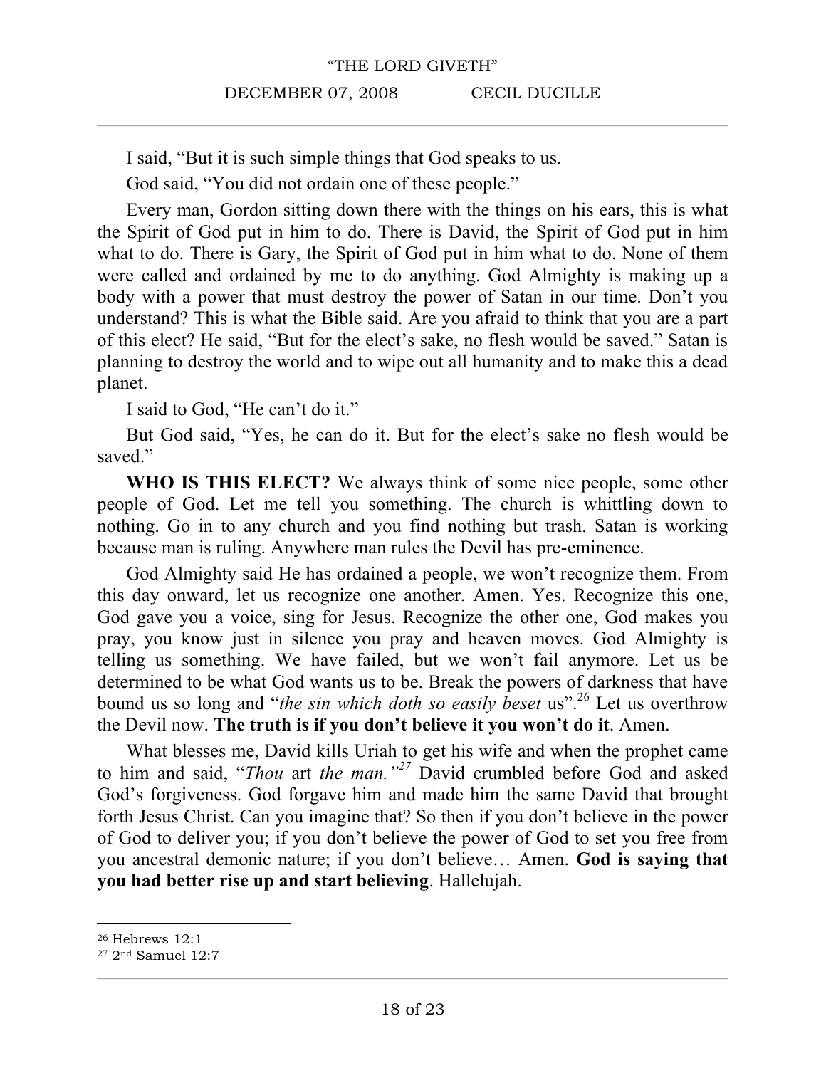I said, “But it is such simple things that God speaks to us.

God said, “You did not ordain one of these people.”

Every man, Gordon sitting down there with the things on his ears, this is what the Spirit of God put in him to do. There is David, the Spirit of God put in him what to do. There is Gary, the Spirit of God put in him what to do. None of them were called and ordained by me to do anything. God Almighty is making up a body with a power that must destroy the power of Satan in our time. Don’t you understand? This is what the Bible said. Are you afraid to think that you are a part of this elect? He said, “But for the elect’s sake, no flesh would be saved.” Satan is planning to destroy the world and to wipe out all humanity and to make this a dead planet.

I said to God, “He can’t do it.”

But God said, “Yes, he can do it. But for the elect’s sake no flesh would be saved.”

**WHO IS THIS ELECT?** We always think of some nice people, some other people of God. Let me tell you something. The church is whittling down to nothing. Go in to any church and you find nothing but trash. Satan is working because man is ruling. Anywhere man rules the Devil has pre-eminence.

God Almighty said He has ordained a people, we won’t recognize them. From this day onward, let us recognize one another. Amen. Yes. Recognize this one, God gave you a voice, sing for Jesus. Recognize the other one, God makes you pray, you know just in silence you pray and heaven moves. God Almighty is telling us something. We have failed, but we won’t fail anymore. Let us be determined to be what God wants us to be. Break the powers of darkness that have bound us so long and “*the sin which doth so easily beset* us”.[26] Let us overthrow the Devil now. **The truth is if you don’t believe it you won’t do it**. Amen.

What blesses me, David kills Uriah to get his wife and when the prophet came to him and said, “*Thou* art *the man.”*[27] David crumbled before God and asked God’s forgiveness. God forgave him and made him the same David that brought forth Jesus Christ. Can you imagine that? So then if you don’t believe in the power of God to deliver you; if you don’t believe the power of God to set you free from you ancestral demonic nature; if you don’t believe… Amen. **God is saying that you had better rise up and start believing**. Hallelujah.

---

[26] Hebrews 12:1

[27] 2nd Samuel 12:7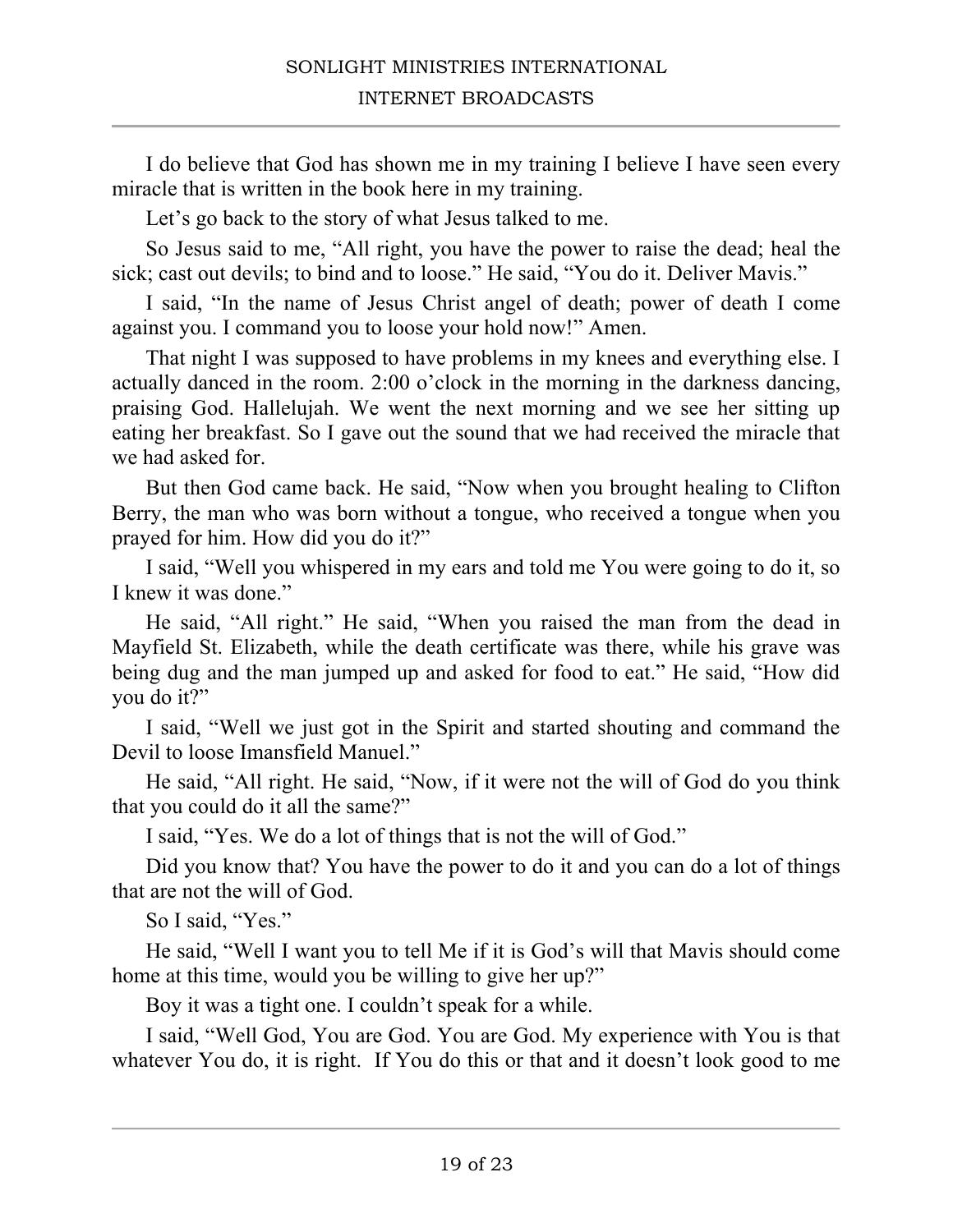I do believe that God has shown me in my training I believe I have seen every miracle that is written in the book here in my training.

Let's go back to the story of what Jesus talked to me.

So Jesus said to me, "All right, you have the power to raise the dead; heal the sick; cast out devils; to bind and to loose." He said, "You do it. Deliver Mavis."

I said, "In the name of Jesus Christ angel of death; power of death I come against you. I command you to loose your hold now!" Amen.

That night I was supposed to have problems in my knees and everything else. I actually danced in the room. 2:00 o'clock in the morning in the darkness dancing, praising God. Hallelujah. We went the next morning and we see her sitting up eating her breakfast. So I gave out the sound that we had received the miracle that we had asked for.

But then God came back. He said, "Now when you brought healing to Clifton Berry, the man who was born without a tongue, who received a tongue when you prayed for him. How did you do it?"

I said, "Well you whispered in my ears and told me You were going to do it, so I knew it was done."

He said, "All right." He said, "When you raised the man from the dead in Mayfield St. Elizabeth, while the death certificate was there, while his grave was being dug and the man jumped up and asked for food to eat." He said, "How did you do it?"

I said, "Well we just got in the Spirit and started shouting and command the Devil to loose Imansfield Manuel."

He said, "All right. He said, "Now, if it were not the will of God do you think that you could do it all the same?"

I said, "Yes. We do a lot of things that is not the will of God."

Did you know that? You have the power to do it and you can do a lot of things that are not the will of God.

So I said, "Yes."

He said, "Well I want you to tell Me if it is God's will that Mavis should come home at this time, would you be willing to give her up?"

Boy it was a tight one. I couldn't speak for a while.

I said, "Well God, You are God. You are God. My experience with You is that whatever You do, it is right. If You do this or that and it doesn't look good to me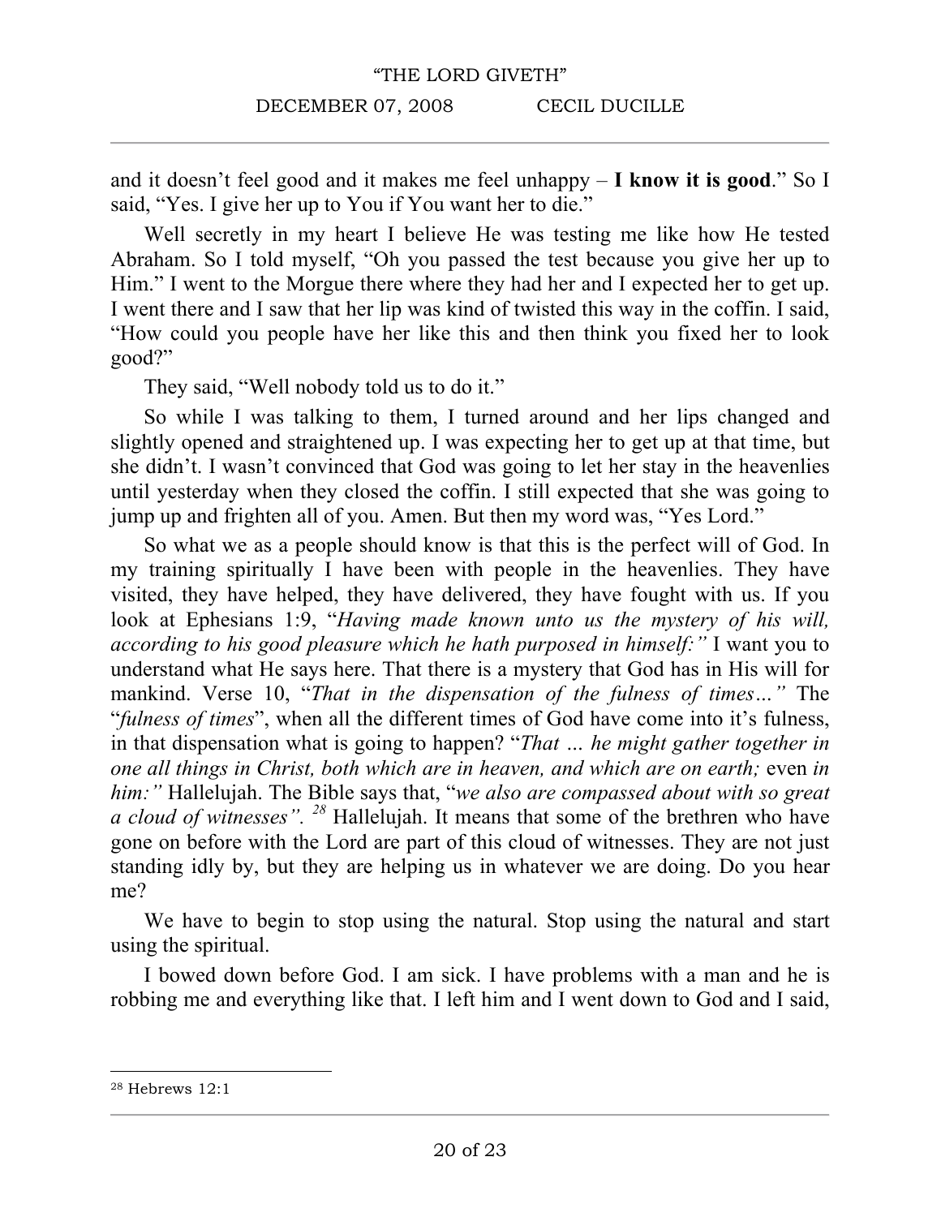and it doesn't feel good and it makes me feel unhappy – **I know it is good**." So I said, "Yes. I give her up to You if You want her to die."

Well secretly in my heart I believe He was testing me like how He tested Abraham. So I told myself, "Oh you passed the test because you give her up to Him." I went to the Morgue there where they had her and I expected her to get up. I went there and I saw that her lip was kind of twisted this way in the coffin. I said, "How could you people have her like this and then think you fixed her to look good?"

They said, "Well nobody told us to do it."

So while I was talking to them, I turned around and her lips changed and slightly opened and straightened up. I was expecting her to get up at that time, but she didn't. I wasn't convinced that God was going to let her stay in the heavenlies until yesterday when they closed the coffin. I still expected that she was going to jump up and frighten all of you. Amen. But then my word was, "Yes Lord."

So what we as a people should know is that this is the perfect will of God. In my training spiritually I have been with people in the heavenlies. They have visited, they have helped, they have delivered, they have fought with us. If you look at Ephesians 1:9, "*Having made known unto us the mystery of his will, according to his good pleasure which he hath purposed in himself:*" I want you to understand what He says here. That there is a mystery that God has in His will for mankind. Verse 10, "*That in the dispensation of the fulness of times…*" The "*fulness of times*", when all the different times of God have come into it's fulness, in that dispensation what is going to happen? "*That … he might gather together in one all things in Christ, both which are in heaven, and which are on earth;* even *in him:*" Hallelujah. The Bible says that, "*we also are compassed about with so great a cloud of witnesses".* [28] Hallelujah. It means that some of the brethren who have gone on before with the Lord are part of this cloud of witnesses. They are not just standing idly by, but they are helping us in whatever we are doing. Do you hear me?

We have to begin to stop using the natural. Stop using the natural and start using the spiritual.

I bowed down before God. I am sick. I have problems with a man and he is robbing me and everything like that. I left him and I went down to God and I said,

---

[28] Hebrews 12:1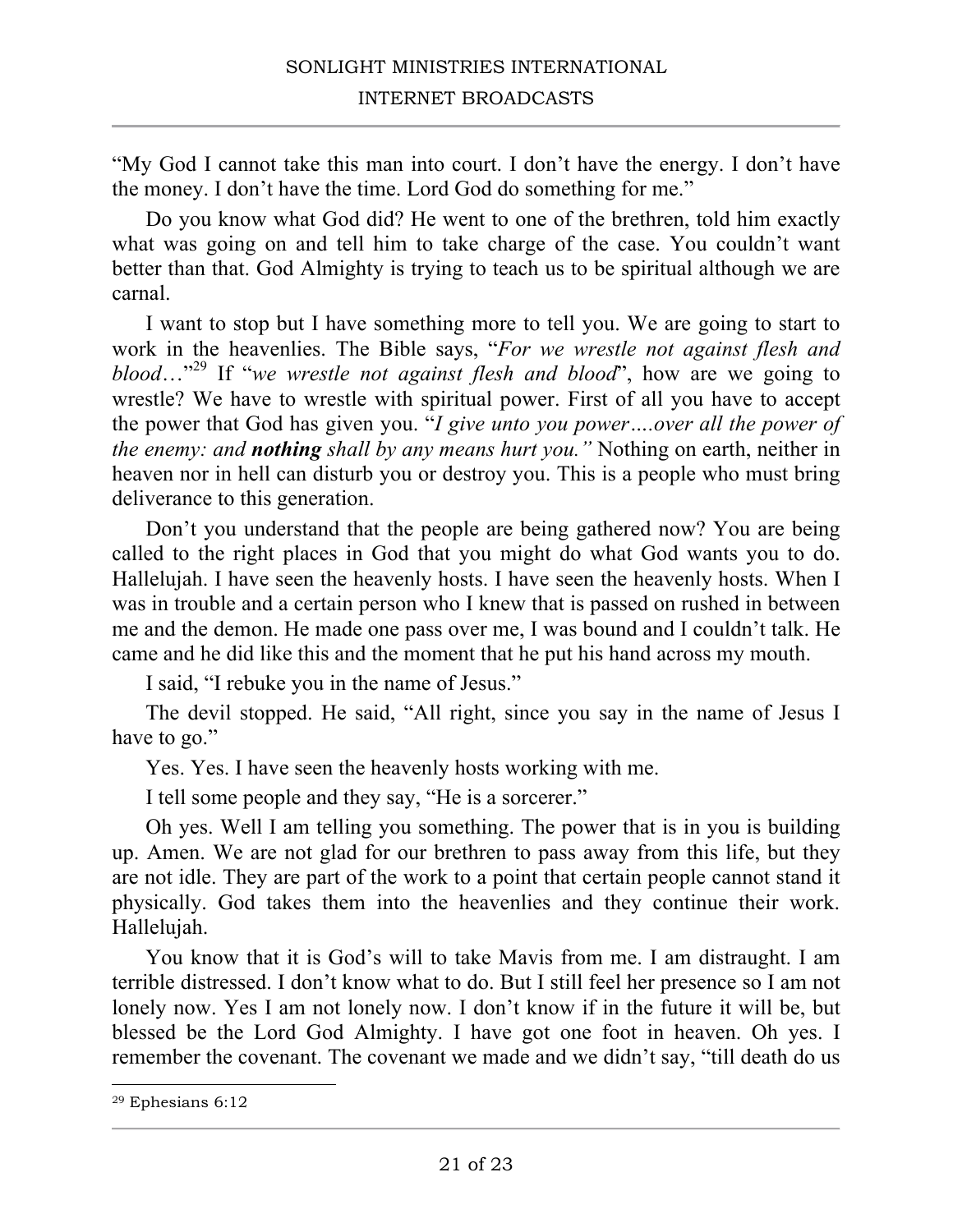"My God I cannot take this man into court. I don't have the energy. I don't have the money. I don't have the time. Lord God do something for me."

Do you know what God did? He went to one of the brethren, told him exactly what was going on and tell him to take charge of the case. You couldn't want better than that. God Almighty is trying to teach us to be spiritual although we are carnal.

I want to stop but I have something more to tell you. We are going to start to work in the heavenlies. The Bible says, "*For we wrestle not against flesh and blood*…"[29] If "*we wrestle not against flesh and blood*", how are we going to wrestle? We have to wrestle with spiritual power. First of all you have to accept the power that God has given you. "*I give unto you power….over all the power of the enemy: and **nothing** shall by any means hurt you."* Nothing on earth, neither in heaven nor in hell can disturb you or destroy you. This is a people who must bring deliverance to this generation.

Don't you understand that the people are being gathered now? You are being called to the right places in God that you might do what God wants you to do. Hallelujah. I have seen the heavenly hosts. I have seen the heavenly hosts. When I was in trouble and a certain person who I knew that is passed on rushed in between me and the demon. He made one pass over me, I was bound and I couldn't talk. He came and he did like this and the moment that he put his hand across my mouth.

I said, "I rebuke you in the name of Jesus."

The devil stopped. He said, "All right, since you say in the name of Jesus I have to go."

Yes. Yes. I have seen the heavenly hosts working with me.

I tell some people and they say, "He is a sorcerer."

Oh yes. Well I am telling you something. The power that is in you is building up. Amen. We are not glad for our brethren to pass away from this life, but they are not idle. They are part of the work to a point that certain people cannot stand it physically. God takes them into the heavenlies and they continue their work. Hallelujah.

You know that it is God's will to take Mavis from me. I am distraught. I am terrible distressed. I don't know what to do. But I still feel her presence so I am not lonely now. Yes I am not lonely now. I don't know if in the future it will be, but blessed be the Lord God Almighty. I have got one foot in heaven. Oh yes. I remember the covenant. The covenant we made and we didn't say, "till death do us

---

[29] Ephesians 6:12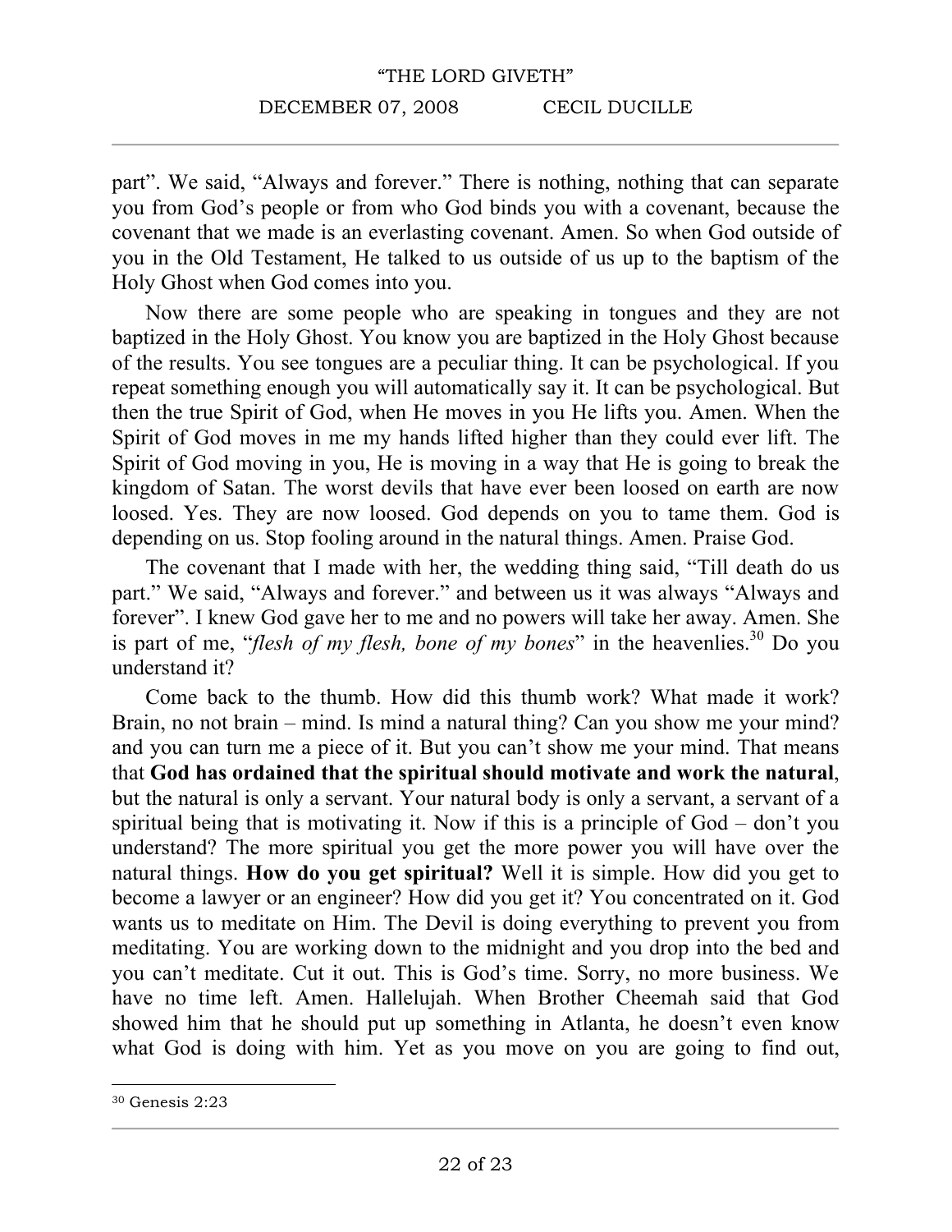part". We said, "Always and forever." There is nothing, nothing that can separate you from God's people or from who God binds you with a covenant, because the covenant that we made is an everlasting covenant. Amen. So when God outside of you in the Old Testament, He talked to us outside of us up to the baptism of the Holy Ghost when God comes into you.

Now there are some people who are speaking in tongues and they are not baptized in the Holy Ghost. You know you are baptized in the Holy Ghost because of the results. You see tongues are a peculiar thing. It can be psychological. If you repeat something enough you will automatically say it. It can be psychological. But then the true Spirit of God, when He moves in you He lifts you. Amen. When the Spirit of God moves in me my hands lifted higher than they could ever lift. The Spirit of God moving in you, He is moving in a way that He is going to break the kingdom of Satan. The worst devils that have ever been loosed on earth are now loosed. Yes. They are now loosed. God depends on you to tame them. God is depending on us. Stop fooling around in the natural things. Amen. Praise God.

The covenant that I made with her, the wedding thing said, "Till death do us part." We said, "Always and forever." and between us it was always "Always and forever". I knew God gave her to me and no powers will take her away. Amen. She is part of me, "*flesh of my flesh, bone of my bones*" in the heavenlies.[30] Do you understand it?

Come back to the thumb. How did this thumb work? What made it work? Brain, no not brain – mind. Is mind a natural thing? Can you show me your mind? and you can turn me a piece of it. But you can't show me your mind. That means that **God has ordained that the spiritual should motivate and work the natural**, but the natural is only a servant. Your natural body is only a servant, a servant of a spiritual being that is motivating it. Now if this is a principle of God – don't you understand? The more spiritual you get the more power you will have over the natural things. **How do you get spiritual?** Well it is simple. How did you get to become a lawyer or an engineer? How did you get it? You concentrated on it. God wants us to meditate on Him. The Devil is doing everything to prevent you from meditating. You are working down to the midnight and you drop into the bed and you can't meditate. Cut it out. This is God's time. Sorry, no more business. We have no time left. Amen. Hallelujah. When Brother Cheemah said that God showed him that he should put up something in Atlanta, he doesn't even know what God is doing with him. Yet as you move on you are going to find out,

---

[30] Genesis 2:23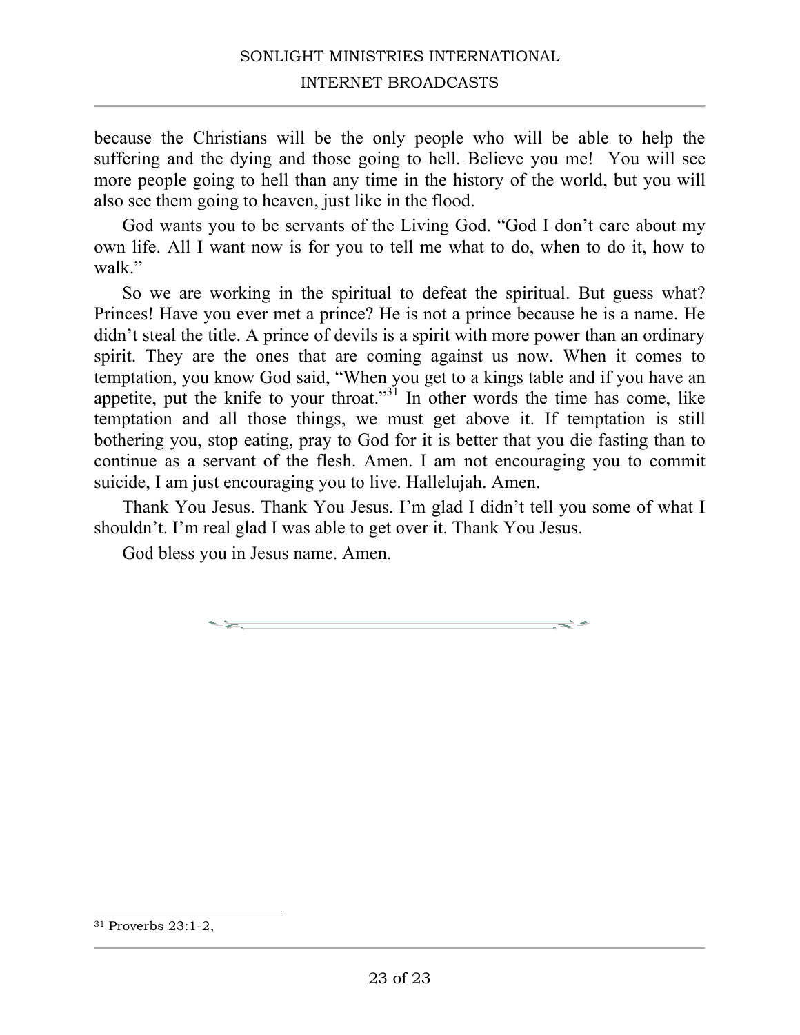because the Christians will be the only people who will be able to help the suffering and the dying and those going to hell. Believe you me! You will see more people going to hell than any time in the history of the world, but you will also see them going to heaven, just like in the flood.

God wants you to be servants of the Living God. "God I don't care about my own life. All I want now is for you to tell me what to do, when to do it, how to walk."

So we are working in the spiritual to defeat the spiritual. But guess what? Princes! Have you ever met a prince? He is not a prince because he is a name. He didn't steal the title. A prince of devils is a spirit with more power than an ordinary spirit. They are the ones that are coming against us now. When it comes to temptation, you know God said, "When you get to a kings table and if you have an appetite, put the knife to your throat."[31] In other words the time has come, like temptation and all those things, we must get above it. If temptation is still bothering you, stop eating, pray to God for it is better that you die fasting than to continue as a servant of the flesh. Amen. I am not encouraging you to commit suicide, I am just encouraging you to live. Hallelujah. Amen.

Thank You Jesus. Thank You Jesus. I'm glad I didn't tell you some of what I shouldn't. I'm real glad I was able to get over it. Thank You Jesus.

God bless you in Jesus name. Amen.

---

[31] Proverbs 23:1-2,